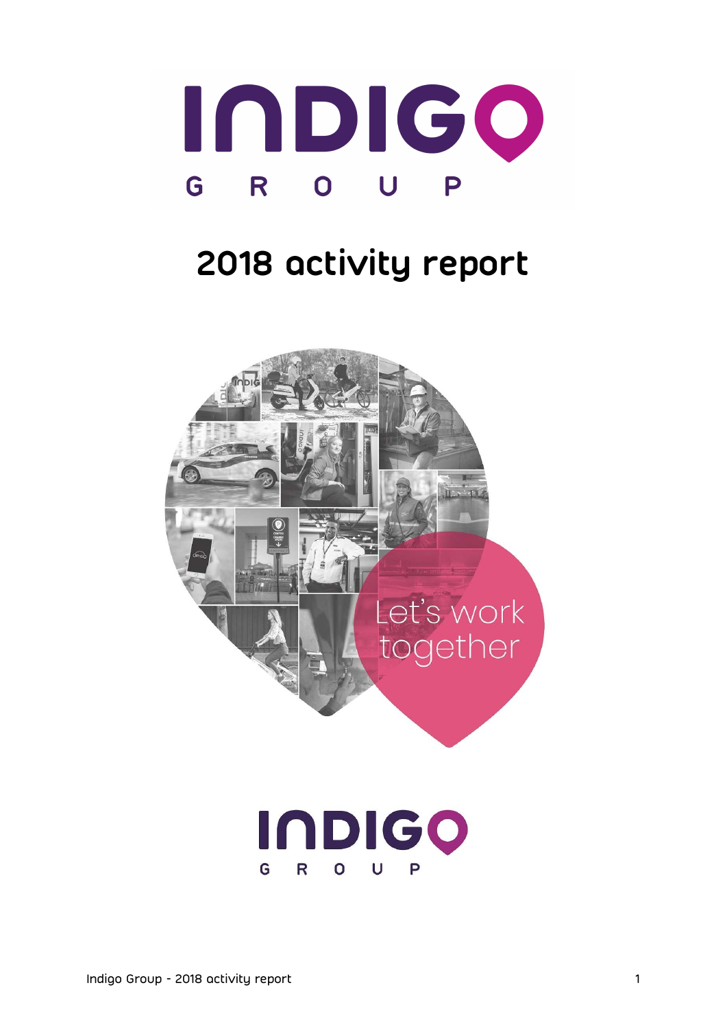# INDIGO GROUP

## 2018 activity report

Let's work together

INDIGO GROUP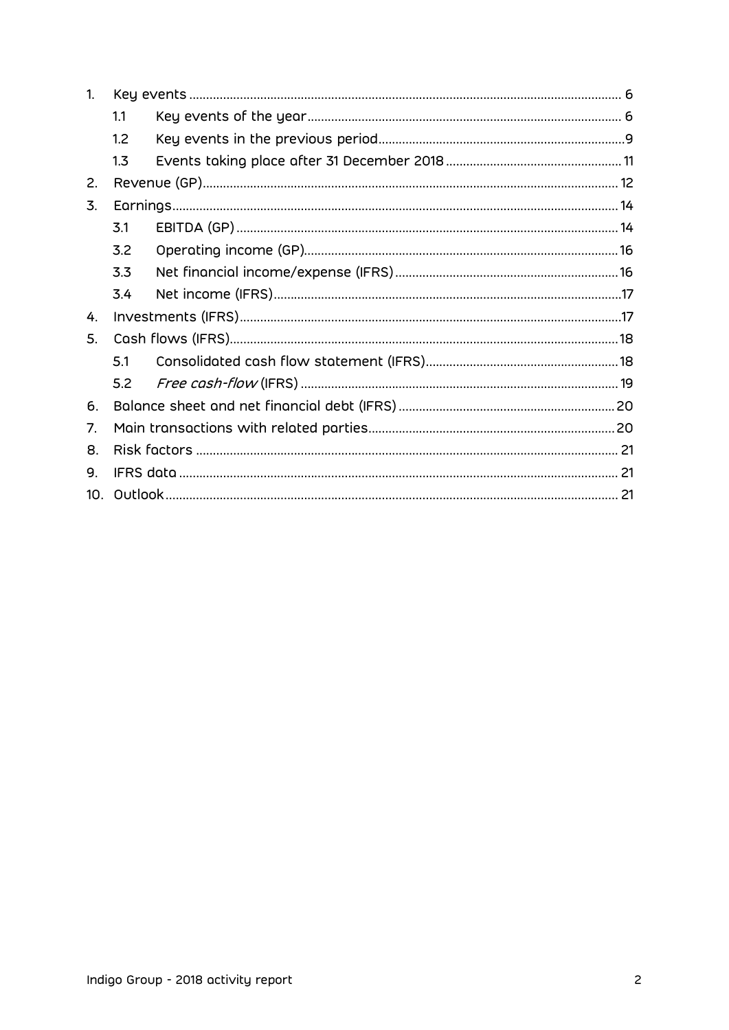| | | |
|---|---|---|
| 1. | Key events | 6 |
| | 1.1 Key events of the year | 6 |
| | 1.2 Key events in the previous period | 9 |
| | 1.3 Events taking place after 31 December 2018 | 11 |
| 2. | Revenue (GP) | 12 |
| 3. | Earnings | 14 |
| | 3.1 EBITDA (GP) | 14 |
| | 3.2 Operating income (GP) | 16 |
| | 3.3 Net financial income/expense (IFRS) | 16 |
| | 3.4 Net income (IFRS) | 17 |
| 4. | Investments (IFRS) | 17 |
| 5. | Cash flows (IFRS) | 18 |
| | 5.1 Consolidated cash flow statement (IFRS) | 18 |
| | 5.2 *Free cash-flow* (IFRS) | 19 |
| 6. | Balance sheet and net financial debt (IFRS) | 20 |
| 7. | Main transactions with related parties | 20 |
| 8. | Risk factors | 21 |
| 9. | IFRS data | 21 |
| 10. | Outlook | 21 |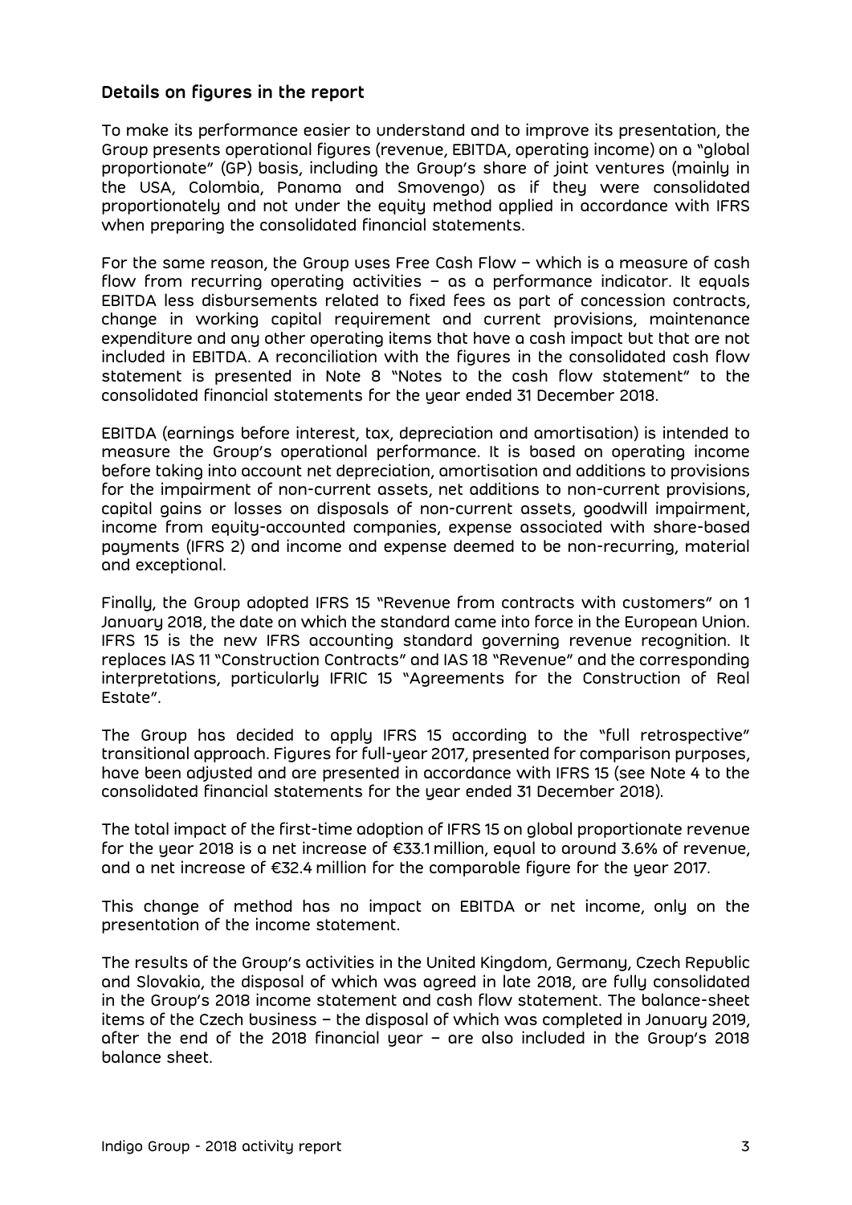## Details on figures in the report

To make its performance easier to understand and to improve its presentation, the Group presents operational figures (revenue, EBITDA, operating income) on a "global proportionate" (GP) basis, including the Group's share of joint ventures (mainly in the USA, Colombia, Panama and Smovengo) as if they were consolidated proportionately and not under the equity method applied in accordance with IFRS when preparing the consolidated financial statements.

For the same reason, the Group uses Free Cash Flow – which is a measure of cash flow from recurring operating activities – as a performance indicator. It equals EBITDA less disbursements related to fixed fees as part of concession contracts, change in working capital requirement and current provisions, maintenance expenditure and any other operating items that have a cash impact but that are not included in EBITDA. A reconciliation with the figures in the consolidated cash flow statement is presented in Note 8 "Notes to the cash flow statement" to the consolidated financial statements for the year ended 31 December 2018.

EBITDA (earnings before interest, tax, depreciation and amortisation) is intended to measure the Group's operational performance. It is based on operating income before taking into account net depreciation, amortisation and additions to provisions for the impairment of non-current assets, net additions to non-current provisions, capital gains or losses on disposals of non-current assets, goodwill impairment, income from equity-accounted companies, expense associated with share-based payments (IFRS 2) and income and expense deemed to be non-recurring, material and exceptional.

Finally, the Group adopted IFRS 15 "Revenue from contracts with customers" on 1 January 2018, the date on which the standard came into force in the European Union. IFRS 15 is the new IFRS accounting standard governing revenue recognition. It replaces IAS 11 "Construction Contracts" and IAS 18 "Revenue" and the corresponding interpretations, particularly IFRIC 15 "Agreements for the Construction of Real Estate".

The Group has decided to apply IFRS 15 according to the "full retrospective" transitional approach. Figures for full-year 2017, presented for comparison purposes, have been adjusted and are presented in accordance with IFRS 15 (see Note 4 to the consolidated financial statements for the year ended 31 December 2018).

The total impact of the first-time adoption of IFRS 15 on global proportionate revenue for the year 2018 is a net increase of €33.1 million, equal to around 3.6% of revenue, and a net increase of €32.4 million for the comparable figure for the year 2017.

This change of method has no impact on EBITDA or net income, only on the presentation of the income statement.

The results of the Group's activities in the United Kingdom, Germany, Czech Republic and Slovakia, the disposal of which was agreed in late 2018, are fully consolidated in the Group's 2018 income statement and cash flow statement. The balance-sheet items of the Czech business – the disposal of which was completed in January 2019, after the end of the 2018 financial year – are also included in the Group's 2018 balance sheet.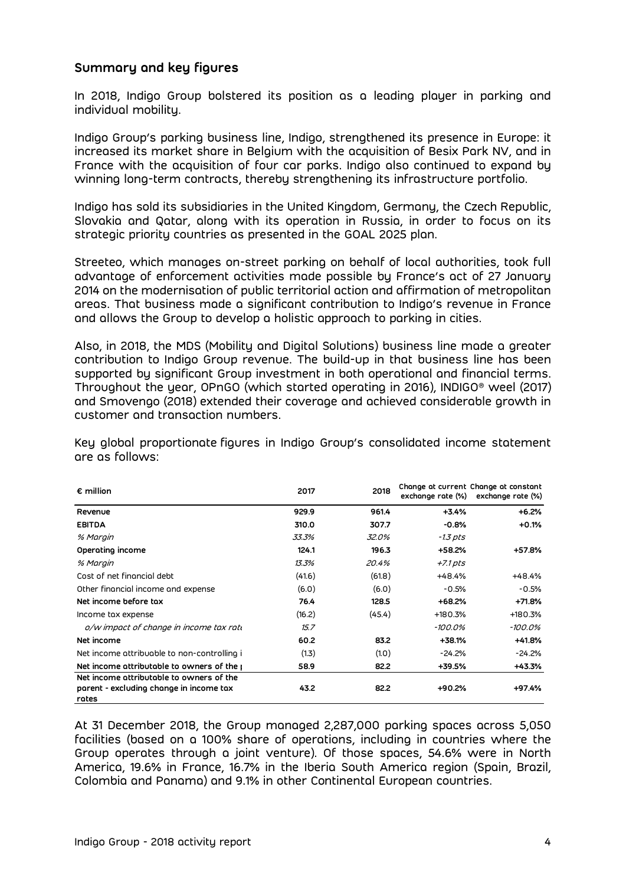## Summary and key figures

In 2018, Indigo Group bolstered its position as a leading player in parking and individual mobility.

Indigo Group's parking business line, Indigo, strengthened its presence in Europe: it increased its market share in Belgium with the acquisition of Besix Park NV, and in France with the acquisition of four car parks. Indigo also continued to expand by winning long-term contracts, thereby strengthening its infrastructure portfolio.

Indigo has sold its subsidiaries in the United Kingdom, Germany, the Czech Republic, Slovakia and Qatar, along with its operation in Russia, in order to focus on its strategic priority countries as presented in the GOAL 2025 plan.

Streeteo, which manages on-street parking on behalf of local authorities, took full advantage of enforcement activities made possible by France's act of 27 January 2014 on the modernisation of public territorial action and affirmation of metropolitan areas. That business made a significant contribution to Indigo's revenue in France and allows the Group to develop a holistic approach to parking in cities.

Also, in 2018, the MDS (Mobility and Digital Solutions) business line made a greater contribution to Indigo Group revenue. The build-up in that business line has been supported by significant Group investment in both operational and financial terms. Throughout the year, OPnGO (which started operating in 2016), INDIGO® weel (2017) and Smovengo (2018) extended their coverage and achieved considerable growth in customer and transaction numbers.

Key global proportionate figures in Indigo Group's consolidated income statement are as follows:

| € million | 2017 | 2018 | Change at current exchange rate (%) | Change at constant exchange rate (%) |
|---|---|---|---|---|
| **Revenue** | **929.9** | **961.4** | **+3.4%** | **+6.2%** |
| **EBITDA** | **310.0** | **307.7** | **-0.8%** | **+0.1%** |
| *% Margin* | *33.3%* | *32.0%* | *-1.3 pts* | |
| **Operating income** | **124.1** | **196.3** | **+58.2%** | **+57.8%** |
| *% Margin* | *13.3%* | *20.4%* | *+7.1 pts* | |
| Cost of net financial debt | (41.6) | (61.8) | +48.4% | +48.4% |
| Other financial income and expense | (6.0) | (6.0) | -0.5% | -0.5% |
| **Net income before tax** | **76.4** | **128.5** | **+68.2%** | **+71.8%** |
| Income tax expense | (16.2) | (45.4) | +180.3% | +180.3% |
| *o/w impact of change in income tax rate* | *15.7* | | *-100.0%* | *-100.0%* |
| **Net income** | **60.2** | **83.2** | **+38.1%** | **+41.8%** |
| Net income attribuable to non-controlling i | (1.3) | (1.0) | -24.2% | -24.2% |
| **Net income attributable to owners of the p** | **58.9** | **82.2** | **+39.5%** | **+43.3%** |
| **Net income attributable to owners of the parent - excluding change in income tax rates** | **43.2** | **82.2** | **+90.2%** | **+97.4%** |

At 31 December 2018, the Group managed 2,287,000 parking spaces across 5,050 facilities (based on a 100% share of operations, including in countries where the Group operates through a joint venture). Of those spaces, 54.6% were in North America, 19.6% in France, 16.7% in the Iberia South America region (Spain, Brazil, Colombia and Panama) and 9.1% in other Continental European countries.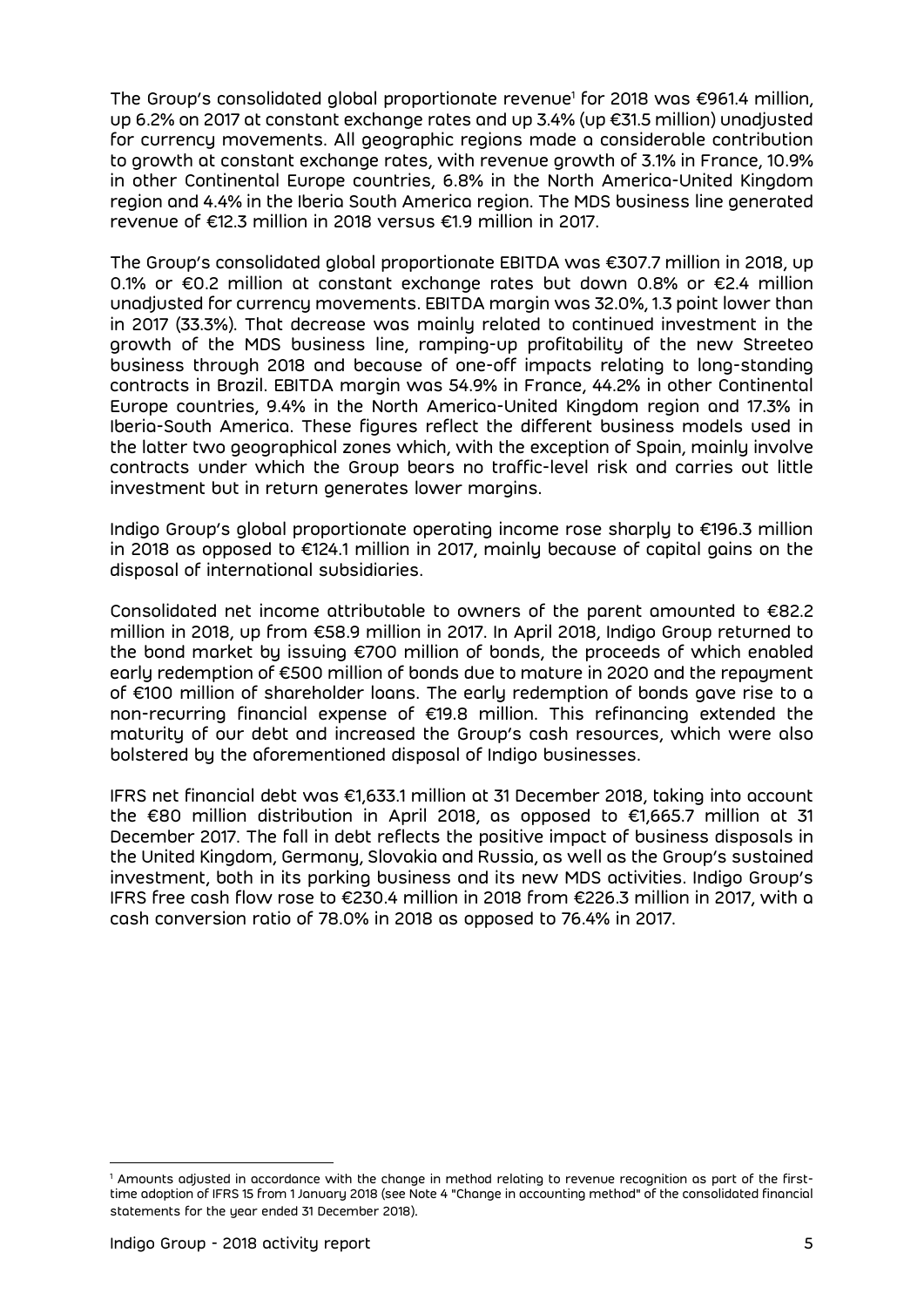The Group's consolidated global proportionate revenue[1] for 2018 was €961.4 million, up 6.2% on 2017 at constant exchange rates and up 3.4% (up €31.5 million) unadjusted for currency movements. All geographic regions made a considerable contribution to growth at constant exchange rates, with revenue growth of 3.1% in France, 10.9% in other Continental Europe countries, 6.8% in the North America-United Kingdom region and 4.4% in the Iberia South America region. The MDS business line generated revenue of €12.3 million in 2018 versus €1.9 million in 2017.

The Group's consolidated global proportionate EBITDA was €307.7 million in 2018, up 0.1% or €0.2 million at constant exchange rates but down 0.8% or €2.4 million unadjusted for currency movements. EBITDA margin was 32.0%, 1.3 point lower than in 2017 (33.3%). That decrease was mainly related to continued investment in the growth of the MDS business line, ramping-up profitability of the new Streeteo business through 2018 and because of one-off impacts relating to long-standing contracts in Brazil. EBITDA margin was 54.9% in France, 44.2% in other Continental Europe countries, 9.4% in the North America-United Kingdom region and 17.3% in Iberia-South America. These figures reflect the different business models used in the latter two geographical zones which, with the exception of Spain, mainly involve contracts under which the Group bears no traffic-level risk and carries out little investment but in return generates lower margins.

Indigo Group's global proportionate operating income rose sharply to €196.3 million in 2018 as opposed to €124.1 million in 2017, mainly because of capital gains on the disposal of international subsidiaries.

Consolidated net income attributable to owners of the parent amounted to €82.2 million in 2018, up from €58.9 million in 2017. In April 2018, Indigo Group returned to the bond market by issuing €700 million of bonds, the proceeds of which enabled early redemption of €500 million of bonds due to mature in 2020 and the repayment of €100 million of shareholder loans. The early redemption of bonds gave rise to a non-recurring financial expense of €19.8 million. This refinancing extended the maturity of our debt and increased the Group's cash resources, which were also bolstered by the aforementioned disposal of Indigo businesses.

IFRS net financial debt was €1,633.1 million at 31 December 2018, taking into account the €80 million distribution in April 2018, as opposed to €1,665.7 million at 31 December 2017. The fall in debt reflects the positive impact of business disposals in the United Kingdom, Germany, Slovakia and Russia, as well as the Group's sustained investment, both in its parking business and its new MDS activities. Indigo Group's IFRS free cash flow rose to €230.4 million in 2018 from €226.3 million in 2017, with a cash conversion ratio of 78.0% in 2018 as opposed to 76.4% in 2017.

[1] Amounts adjusted in accordance with the change in method relating to revenue recognition as part of the first-time adoption of IFRS 15 from 1 January 2018 (see Note 4 "Change in accounting method" of the consolidated financial statements for the year ended 31 December 2018).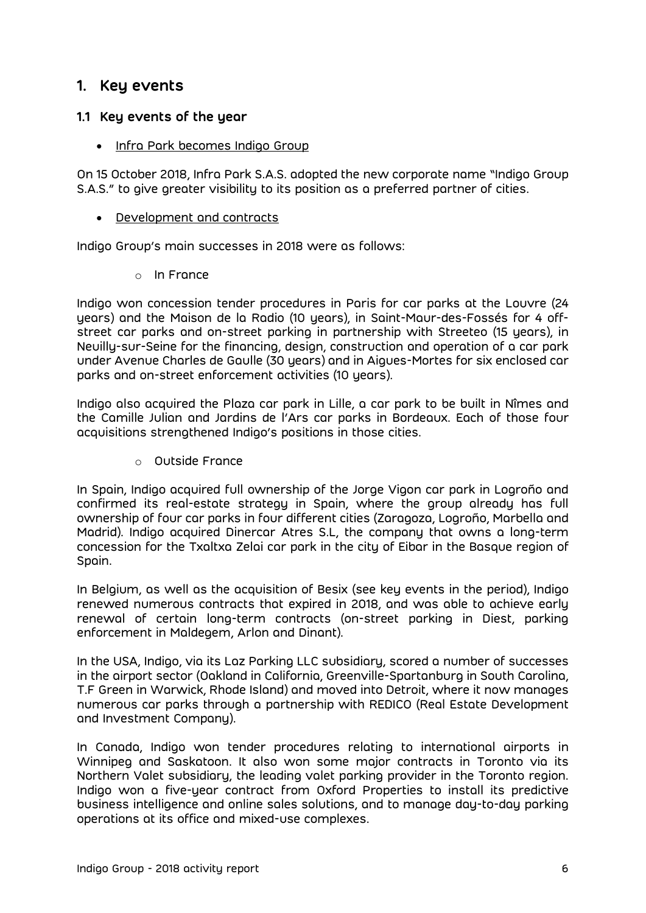# 1. Key events

## 1.1 Key events of the year

- Infra Park becomes Indigo Group

On 15 October 2018, Infra Park S.A.S. adopted the new corporate name "Indigo Group S.A.S." to give greater visibility to its position as a preferred partner of cities.

- Development and contracts

Indigo Group's main successes in 2018 were as follows:

- In France

Indigo won concession tender procedures in Paris for car parks at the Louvre (24 years) and the Maison de la Radio (10 years), in Saint-Maur-des-Fossés for 4 off-street car parks and on-street parking in partnership with Streeteo (15 years), in Neuilly-sur-Seine for the financing, design, construction and operation of a car park under Avenue Charles de Gaulle (30 years) and in Aigues-Mortes for six enclosed car parks and on-street enforcement activities (10 years).

Indigo also acquired the Plaza car park in Lille, a car park to be built in Nîmes and the Camille Julian and Jardins de l'Ars car parks in Bordeaux. Each of those four acquisitions strengthened Indigo's positions in those cities.

- Outside France

In Spain, Indigo acquired full ownership of the Jorge Vigon car park in Logroño and confirmed its real-estate strategy in Spain, where the group already has full ownership of four car parks in four different cities (Zaragoza, Logroño, Marbella and Madrid). Indigo acquired Dinercar Atres S.L, the company that owns a long-term concession for the Txaltxa Zelai car park in the city of Eibar in the Basque region of Spain.

In Belgium, as well as the acquisition of Besix (see key events in the period), Indigo renewed numerous contracts that expired in 2018, and was able to achieve early renewal of certain long-term contracts (on-street parking in Diest, parking enforcement in Maldegem, Arlon and Dinant).

In the USA, Indigo, via its Laz Parking LLC subsidiary, scored a number of successes in the airport sector (Oakland in California, Greenville-Spartanburg in South Carolina, T.F Green in Warwick, Rhode Island) and moved into Detroit, where it now manages numerous car parks through a partnership with REDICO (Real Estate Development and Investment Company).

In Canada, Indigo won tender procedures relating to international airports in Winnipeg and Saskatoon. It also won some major contracts in Toronto via its Northern Valet subsidiary, the leading valet parking provider in the Toronto region. Indigo won a five-year contract from Oxford Properties to install its predictive business intelligence and online sales solutions, and to manage day-to-day parking operations at its office and mixed-use complexes.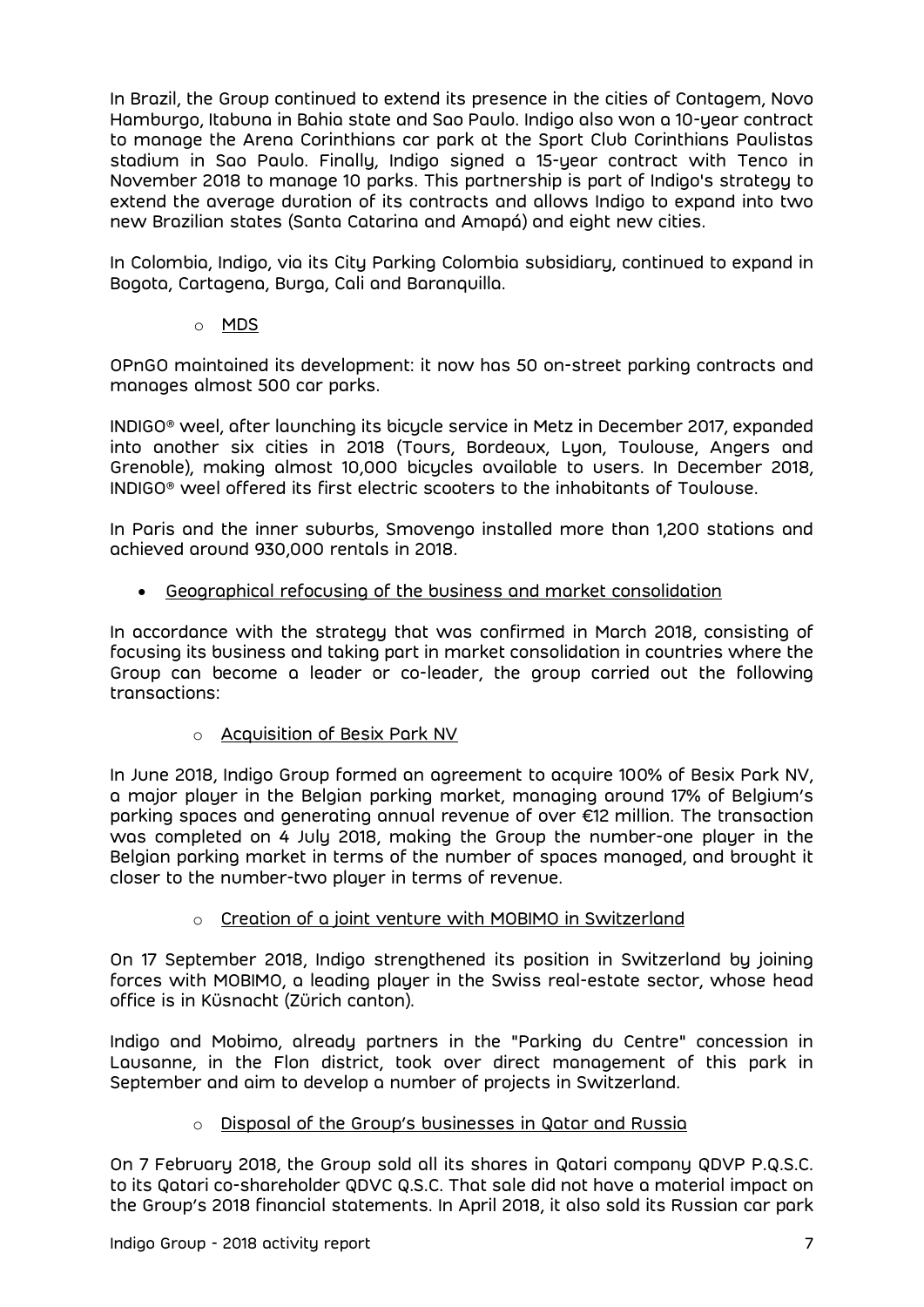In Brazil, the Group continued to extend its presence in the cities of Contagem, Novo Hamburgo, Itabuna in Bahia state and Sao Paulo. Indigo also won a 10-year contract to manage the Arena Corinthians car park at the Sport Club Corinthians Paulistas stadium in Sao Paulo. Finally, Indigo signed a 15-year contract with Tenco in November 2018 to manage 10 parks. This partnership is part of Indigo's strategy to extend the average duration of its contracts and allows Indigo to expand into two new Brazilian states (Santa Catarina and Amapá) and eight new cities.

In Colombia, Indigo, via its City Parking Colombia subsidiary, continued to expand in Bogota, Cartagena, Burga, Cali and Baranquilla.

- MDS

OPnGO maintained its development: it now has 50 on-street parking contracts and manages almost 500 car parks.

INDIGO® weel, after launching its bicycle service in Metz in December 2017, expanded into another six cities in 2018 (Tours, Bordeaux, Lyon, Toulouse, Angers and Grenoble), making almost 10,000 bicycles available to users. In December 2018, INDIGO® weel offered its first electric scooters to the inhabitants of Toulouse.

In Paris and the inner suburbs, Smovengo installed more than 1,200 stations and achieved around 930,000 rentals in 2018.

- Geographical refocusing of the business and market consolidation

In accordance with the strategy that was confirmed in March 2018, consisting of focusing its business and taking part in market consolidation in countries where the Group can become a leader or co-leader, the group carried out the following transactions:

- Acquisition of Besix Park NV

In June 2018, Indigo Group formed an agreement to acquire 100% of Besix Park NV, a major player in the Belgian parking market, managing around 17% of Belgium's parking spaces and generating annual revenue of over €12 million. The transaction was completed on 4 July 2018, making the Group the number-one player in the Belgian parking market in terms of the number of spaces managed, and brought it closer to the number-two player in terms of revenue.

- Creation of a joint venture with MOBIMO in Switzerland

On 17 September 2018, Indigo strengthened its position in Switzerland by joining forces with MOBIMO, a leading player in the Swiss real-estate sector, whose head office is in Küsnacht (Zürich canton).

Indigo and Mobimo, already partners in the "Parking du Centre" concession in Lausanne, in the Flon district, took over direct management of this park in September and aim to develop a number of projects in Switzerland.

- Disposal of the Group's businesses in Qatar and Russia

On 7 February 2018, the Group sold all its shares in Qatari company QDVP P.Q.S.C. to its Qatari co-shareholder QDVC Q.S.C. That sale did not have a material impact on the Group's 2018 financial statements. In April 2018, it also sold its Russian car park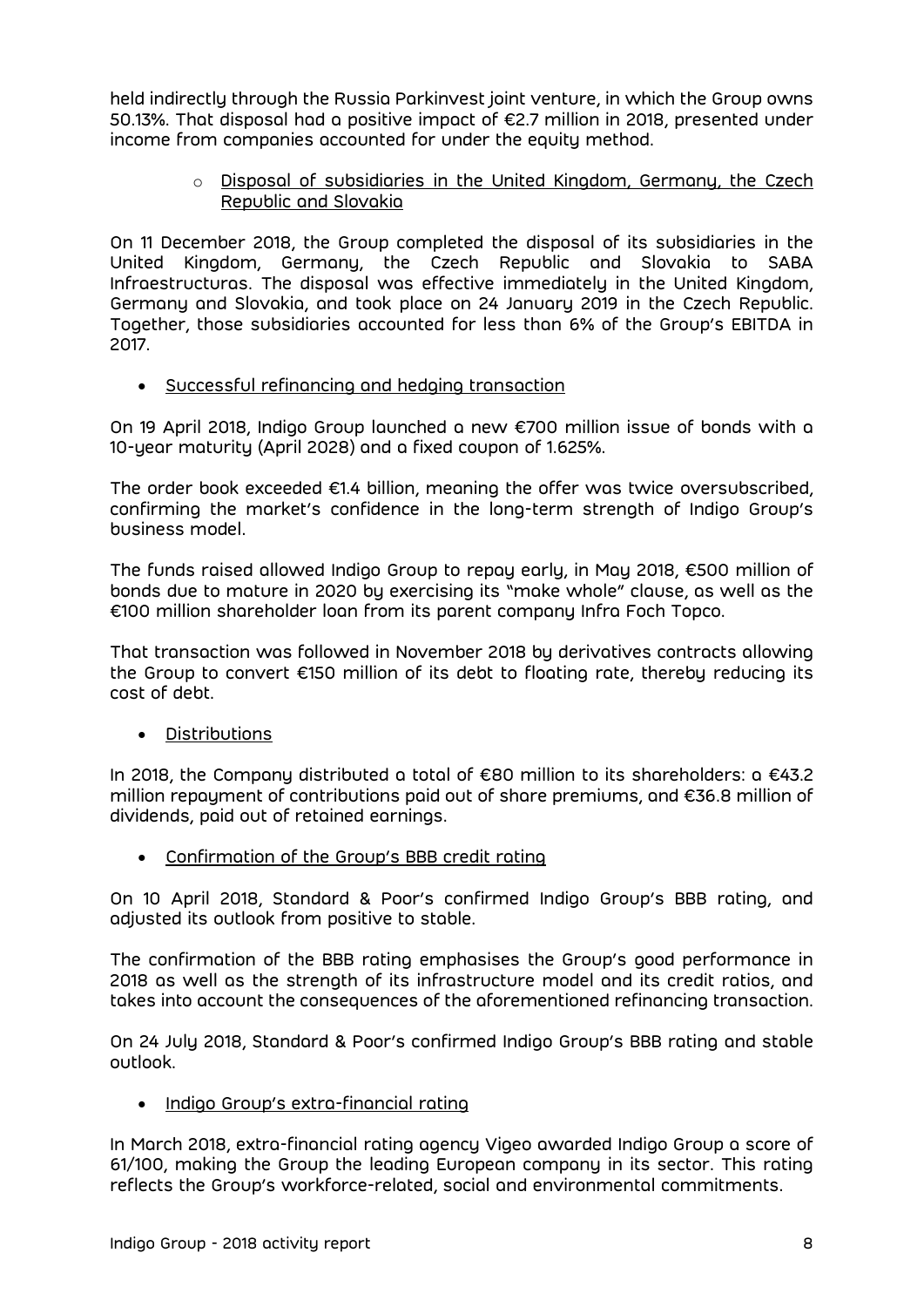held indirectly through the Russia Parkinvest joint venture, in which the Group owns 50.13%. That disposal had a positive impact of €2.7 million in 2018, presented under income from companies accounted for under the equity method.

- Disposal of subsidiaries in the United Kingdom, Germany, the Czech Republic and Slovakia

On 11 December 2018, the Group completed the disposal of its subsidiaries in the United Kingdom, Germany, the Czech Republic and Slovakia to SABA Infraestructuras. The disposal was effective immediately in the United Kingdom, Germany and Slovakia, and took place on 24 January 2019 in the Czech Republic. Together, those subsidiaries accounted for less than 6% of the Group's EBITDA in 2017.

- Successful refinancing and hedging transaction

On 19 April 2018, Indigo Group launched a new €700 million issue of bonds with a 10-year maturity (April 2028) and a fixed coupon of 1.625%.

The order book exceeded €1.4 billion, meaning the offer was twice oversubscribed, confirming the market's confidence in the long-term strength of Indigo Group's business model.

The funds raised allowed Indigo Group to repay early, in May 2018, €500 million of bonds due to mature in 2020 by exercising its "make whole" clause, as well as the €100 million shareholder loan from its parent company Infra Foch Topco.

That transaction was followed in November 2018 by derivatives contracts allowing the Group to convert €150 million of its debt to floating rate, thereby reducing its cost of debt.

- Distributions

In 2018, the Company distributed a total of €80 million to its shareholders: a €43.2 million repayment of contributions paid out of share premiums, and €36.8 million of dividends, paid out of retained earnings.

- Confirmation of the Group's BBB credit rating

On 10 April 2018, Standard & Poor's confirmed Indigo Group's BBB rating, and adjusted its outlook from positive to stable.

The confirmation of the BBB rating emphasises the Group's good performance in 2018 as well as the strength of its infrastructure model and its credit ratios, and takes into account the consequences of the aforementioned refinancing transaction.

On 24 July 2018, Standard & Poor's confirmed Indigo Group's BBB rating and stable outlook.

- Indigo Group's extra-financial rating

In March 2018, extra-financial rating agency Vigeo awarded Indigo Group a score of 61/100, making the Group the leading European company in its sector. This rating reflects the Group's workforce-related, social and environmental commitments.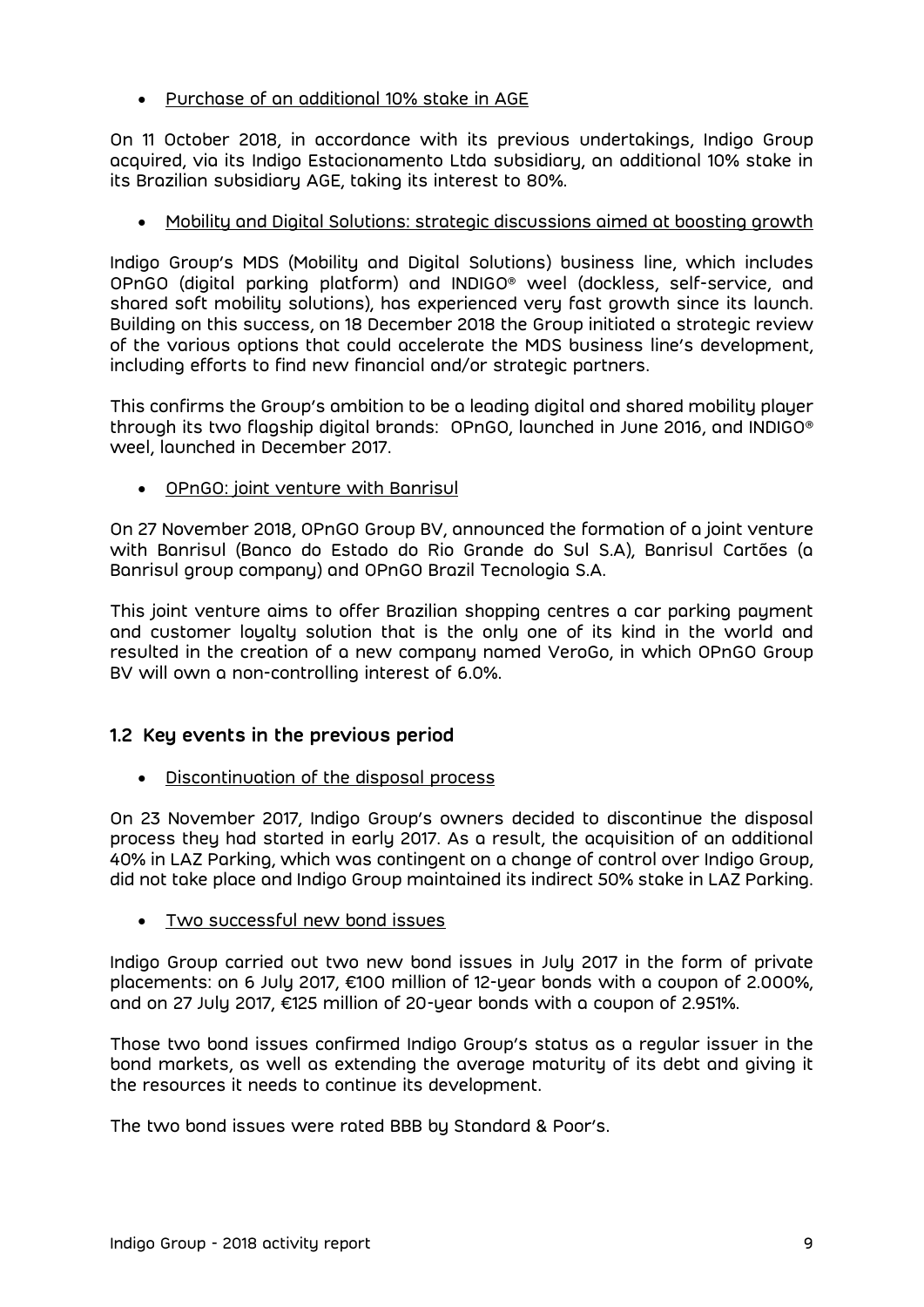- Purchase of an additional 10% stake in AGE

On 11 October 2018, in accordance with its previous undertakings, Indigo Group acquired, via its Indigo Estacionamento Ltda subsidiary, an additional 10% stake in its Brazilian subsidiary AGE, taking its interest to 80%.

- Mobility and Digital Solutions: strategic discussions aimed at boosting growth

Indigo Group's MDS (Mobility and Digital Solutions) business line, which includes OPnGO (digital parking platform) and INDIGO® weel (dockless, self-service, and shared soft mobility solutions), has experienced very fast growth since its launch. Building on this success, on 18 December 2018 the Group initiated a strategic review of the various options that could accelerate the MDS business line's development, including efforts to find new financial and/or strategic partners.

This confirms the Group's ambition to be a leading digital and shared mobility player through its two flagship digital brands: OPnGO, launched in June 2016, and INDIGO® weel, launched in December 2017.

- OPnGO: joint venture with Banrisul

On 27 November 2018, OPnGO Group BV, announced the formation of a joint venture with Banrisul (Banco do Estado do Rio Grande do Sul S.A), Banrisul Cartões (a Banrisul group company) and OPnGO Brazil Tecnologia S.A.

This joint venture aims to offer Brazilian shopping centres a car parking payment and customer loyalty solution that is the only one of its kind in the world and resulted in the creation of a new company named VeroGo, in which OPnGO Group BV will own a non-controlling interest of 6.0%.

## 1.2 Key events in the previous period

- Discontinuation of the disposal process

On 23 November 2017, Indigo Group's owners decided to discontinue the disposal process they had started in early 2017. As a result, the acquisition of an additional 40% in LAZ Parking, which was contingent on a change of control over Indigo Group, did not take place and Indigo Group maintained its indirect 50% stake in LAZ Parking.

- Two successful new bond issues

Indigo Group carried out two new bond issues in July 2017 in the form of private placements: on 6 July 2017, €100 million of 12-year bonds with a coupon of 2.000%, and on 27 July 2017, €125 million of 20-year bonds with a coupon of 2.951%.

Those two bond issues confirmed Indigo Group's status as a regular issuer in the bond markets, as well as extending the average maturity of its debt and giving it the resources it needs to continue its development.

The two bond issues were rated BBB by Standard & Poor's.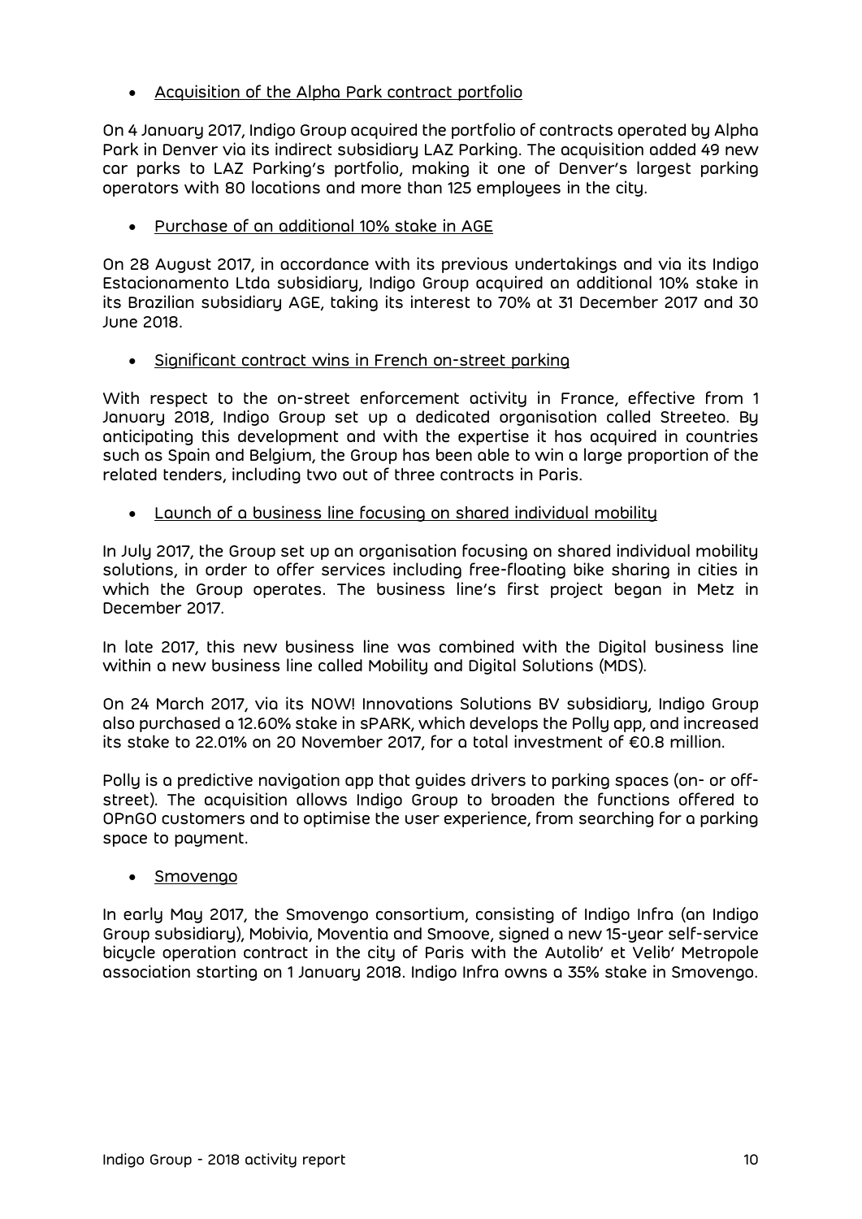- Acquisition of the Alpha Park contract portfolio

On 4 January 2017, Indigo Group acquired the portfolio of contracts operated by Alpha Park in Denver via its indirect subsidiary LAZ Parking. The acquisition added 49 new car parks to LAZ Parking's portfolio, making it one of Denver's largest parking operators with 80 locations and more than 125 employees in the city.

- Purchase of an additional 10% stake in AGE

On 28 August 2017, in accordance with its previous undertakings and via its Indigo Estacionamento Ltda subsidiary, Indigo Group acquired an additional 10% stake in its Brazilian subsidiary AGE, taking its interest to 70% at 31 December 2017 and 30 June 2018.

- Significant contract wins in French on-street parking

With respect to the on-street enforcement activity in France, effective from 1 January 2018, Indigo Group set up a dedicated organisation called Streeteo. By anticipating this development and with the expertise it has acquired in countries such as Spain and Belgium, the Group has been able to win a large proportion of the related tenders, including two out of three contracts in Paris.

- Launch of a business line focusing on shared individual mobility

In July 2017, the Group set up an organisation focusing on shared individual mobility solutions, in order to offer services including free-floating bike sharing in cities in which the Group operates. The business line's first project began in Metz in December 2017.

In late 2017, this new business line was combined with the Digital business line within a new business line called Mobility and Digital Solutions (MDS).

On 24 March 2017, via its NOW! Innovations Solutions BV subsidiary, Indigo Group also purchased a 12.60% stake in sPARK, which develops the Polly app, and increased its stake to 22.01% on 20 November 2017, for a total investment of €0.8 million.

Polly is a predictive navigation app that guides drivers to parking spaces (on- or off-street). The acquisition allows Indigo Group to broaden the functions offered to OPnGO customers and to optimise the user experience, from searching for a parking space to payment.

- Smovengo

In early May 2017, the Smovengo consortium, consisting of Indigo Infra (an Indigo Group subsidiary), Mobivia, Moventia and Smoove, signed a new 15-year self-service bicycle operation contract in the city of Paris with the Autolib' et Velib' Metropole association starting on 1 January 2018. Indigo Infra owns a 35% stake in Smovengo.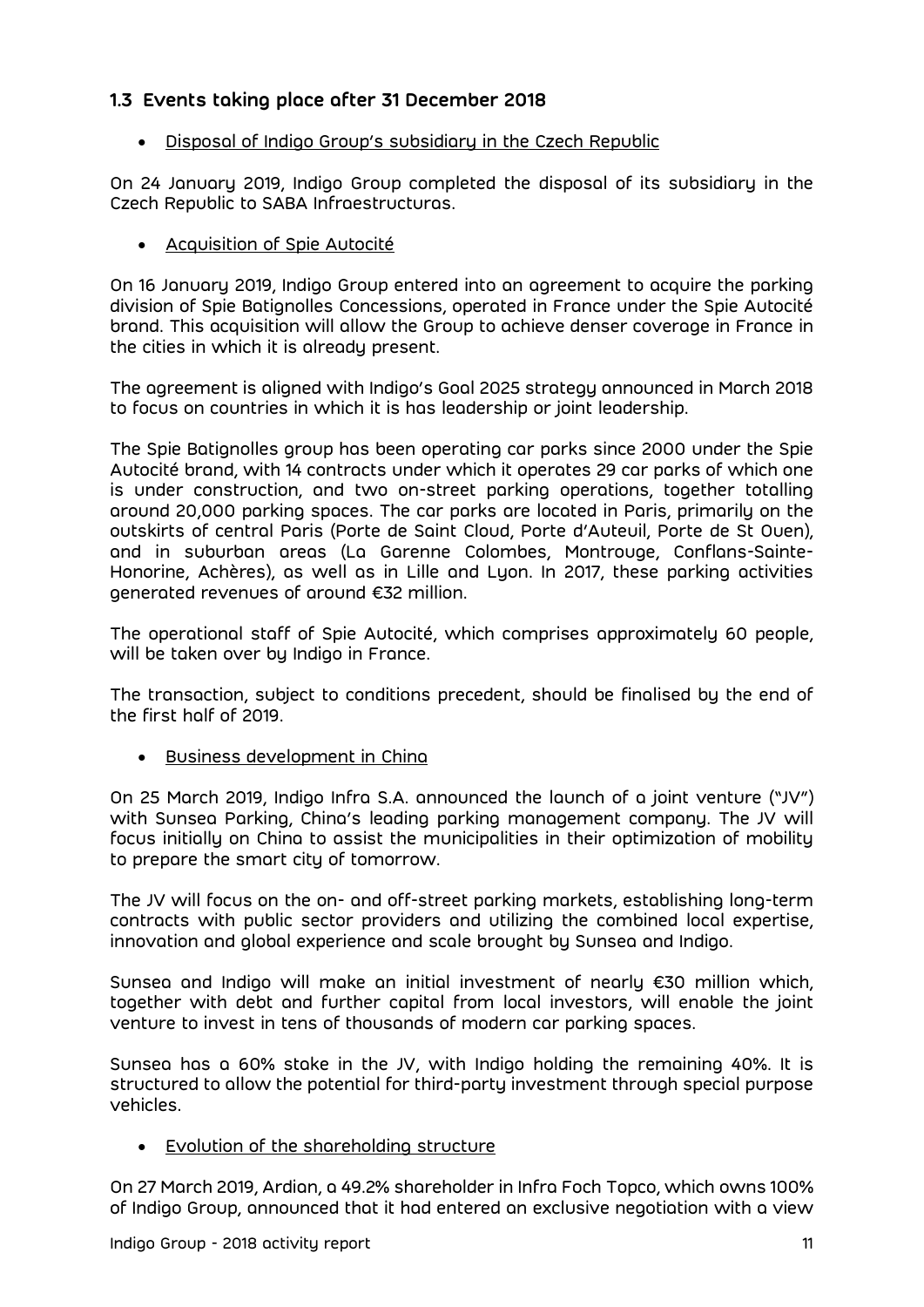## 1.3 Events taking place after 31 December 2018

- Disposal of Indigo Group's subsidiary in the Czech Republic

On 24 January 2019, Indigo Group completed the disposal of its subsidiary in the Czech Republic to SABA Infraestructuras.

- Acquisition of Spie Autocité

On 16 January 2019, Indigo Group entered into an agreement to acquire the parking division of Spie Batignolles Concessions, operated in France under the Spie Autocité brand. This acquisition will allow the Group to achieve denser coverage in France in the cities in which it is already present.

The agreement is aligned with Indigo's Goal 2025 strategy announced in March 2018 to focus on countries in which it is has leadership or joint leadership.

The Spie Batignolles group has been operating car parks since 2000 under the Spie Autocité brand, with 14 contracts under which it operates 29 car parks of which one is under construction, and two on-street parking operations, together totalling around 20,000 parking spaces. The car parks are located in Paris, primarily on the outskirts of central Paris (Porte de Saint Cloud, Porte d'Auteuil, Porte de St Ouen), and in suburban areas (La Garenne Colombes, Montrouge, Conflans-Sainte-Honorine, Achères), as well as in Lille and Lyon. In 2017, these parking activities generated revenues of around €32 million.

The operational staff of Spie Autocité, which comprises approximately 60 people, will be taken over by Indigo in France.

The transaction, subject to conditions precedent, should be finalised by the end of the first half of 2019.

- Business development in China

On 25 March 2019, Indigo Infra S.A. announced the launch of a joint venture ("JV") with Sunsea Parking, China's leading parking management company. The JV will focus initially on China to assist the municipalities in their optimization of mobility to prepare the smart city of tomorrow.

The JV will focus on the on- and off-street parking markets, establishing long-term contracts with public sector providers and utilizing the combined local expertise, innovation and global experience and scale brought by Sunsea and Indigo.

Sunsea and Indigo will make an initial investment of nearly €30 million which, together with debt and further capital from local investors, will enable the joint venture to invest in tens of thousands of modern car parking spaces.

Sunsea has a 60% stake in the JV, with Indigo holding the remaining 40%. It is structured to allow the potential for third-party investment through special purpose vehicles.

- Evolution of the shareholding structure

On 27 March 2019, Ardian, a 49.2% shareholder in Infra Foch Topco, which owns 100% of Indigo Group, announced that it had entered an exclusive negotiation with a view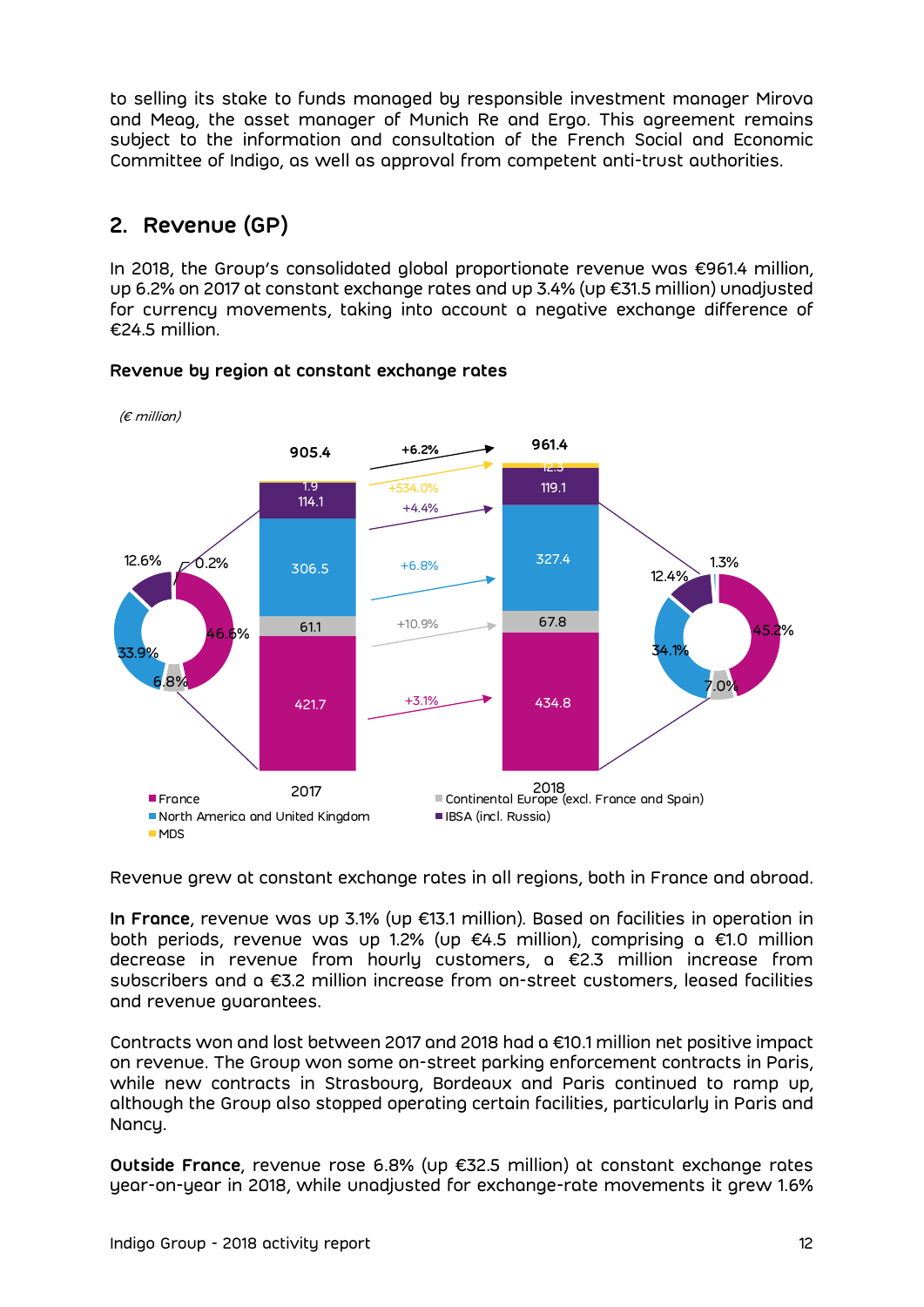to selling its stake to funds managed by responsible investment manager Mirova and Meag, the asset manager of Munich Re and Ergo. This agreement remains subject to the information and consultation of the French Social and Economic Committee of Indigo, as well as approval from competent anti-trust authorities.

## 2. Revenue (GP)

In 2018, the Group's consolidated global proportionate revenue was €961.4 million, up 6.2% on 2017 at constant exchange rates and up 3.4% (up €31.5 million) unadjusted for currency movements, taking into account a negative exchange difference of €24.5 million.

**Revenue by region at constant exchange rates**

*(€ million)*

| Region | 2017 | 2017 share | Change | 2018 | 2018 share |
|---|---|---|---|---|---|
| France | 421.7 | 46.6% | +3.1% | 434.8 | 45.2% |
| Continental Europe (excl. France and Spain) | 61.1 | 6.8% | +10.9% | 67.8 | 7.0% |
| North America and United Kingdom | 306.5 | 33.9% | +6.8% | 327.4 | 34.1% |
| IBSA (incl. Russia) | 114.1 | 12.6% | +4.4% | 119.1 | 12.4% |
| MDS | 1.9 | 0.2% | +534.0% | 12.3 | 1.3% |
| **Total** | **905.4** | | **+6.2%** | **961.4** | |

Revenue grew at constant exchange rates in all regions, both in France and abroad.

**In France**, revenue was up 3.1% (up €13.1 million). Based on facilities in operation in both periods, revenue was up 1.2% (up €4.5 million), comprising a €1.0 million decrease in revenue from hourly customers, a €2.3 million increase from subscribers and a €3.2 million increase from on-street customers, leased facilities and revenue guarantees.

Contracts won and lost between 2017 and 2018 had a €10.1 million net positive impact on revenue. The Group won some on-street parking enforcement contracts in Paris, while new contracts in Strasbourg, Bordeaux and Paris continued to ramp up, although the Group also stopped operating certain facilities, particularly in Paris and Nancy.

**Outside France**, revenue rose 6.8% (up €32.5 million) at constant exchange rates year-on-year in 2018, while unadjusted for exchange-rate movements it grew 1.6%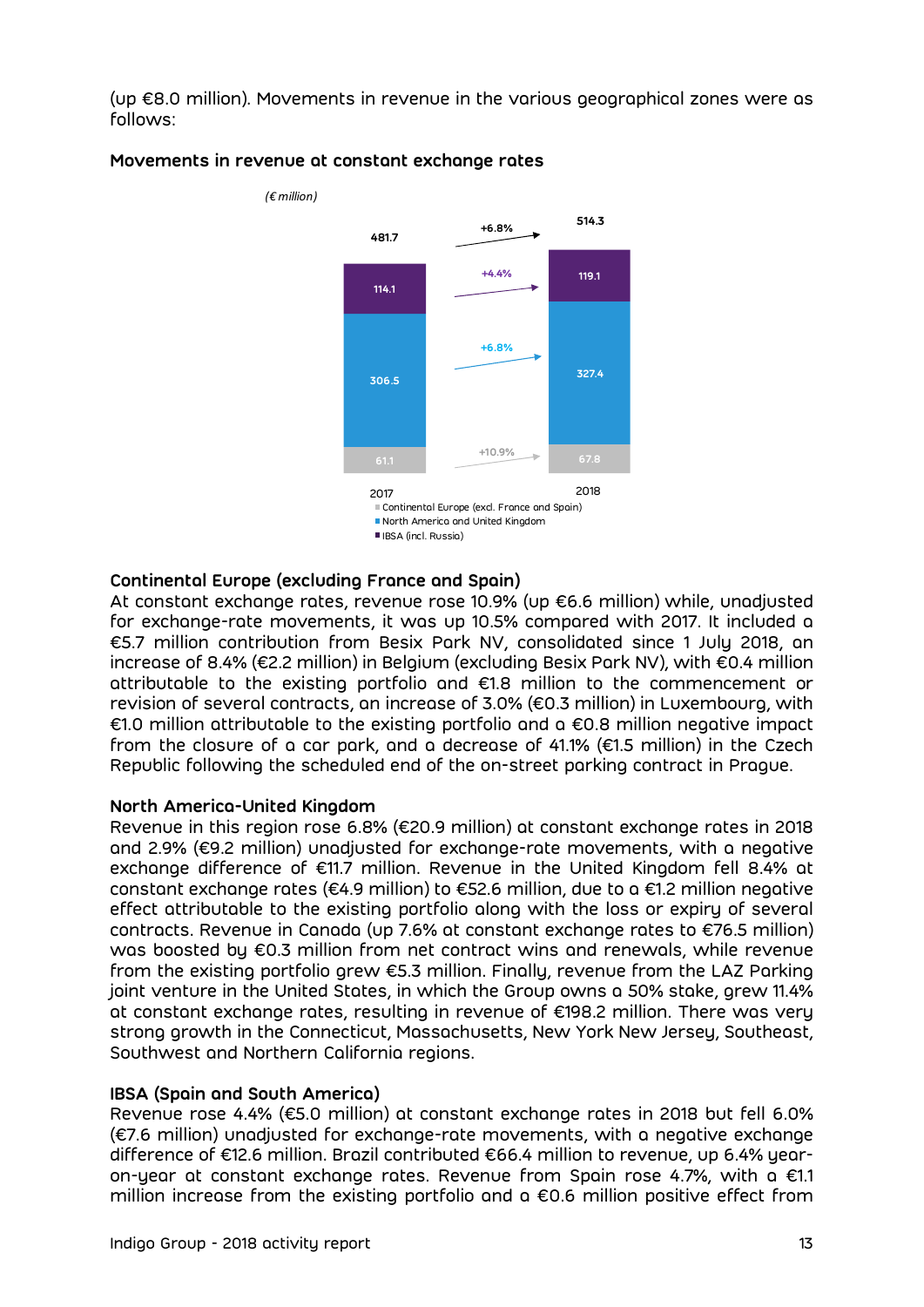(up €8.0 million). Movements in revenue in the various geographical zones were as follows:

**Movements in revenue at constant exchange rates**

*(€ million)*

| | 2017 | Change | 2018 |
|---|---|---|---|
| IBSA (incl. Russia) | 114.1 | +4.4% | 119.1 |
| North America and United Kingdom | 306.5 | +6.8% | 327.4 |
| Continental Europe (excl. France and Spain) | 61.1 | +10.9% | 67.8 |
| Total | 481.7 | +6.8% | 514.3 |

### Continental Europe (excluding France and Spain)

At constant exchange rates, revenue rose 10.9% (up €6.6 million) while, unadjusted for exchange-rate movements, it was up 10.5% compared with 2017. It included a €5.7 million contribution from Besix Park NV, consolidated since 1 July 2018, an increase of 8.4% (€2.2 million) in Belgium (excluding Besix Park NV), with €0.4 million attributable to the existing portfolio and €1.8 million to the commencement or revision of several contracts, an increase of 3.0% (€0.3 million) in Luxembourg, with €1.0 million attributable to the existing portfolio and a €0.8 million negative impact from the closure of a car park, and a decrease of 41.1% (€1.5 million) in the Czech Republic following the scheduled end of the on-street parking contract in Prague.

### North America-United Kingdom

Revenue in this region rose 6.8% (€20.9 million) at constant exchange rates in 2018 and 2.9% (€9.2 million) unadjusted for exchange-rate movements, with a negative exchange difference of €11.7 million. Revenue in the United Kingdom fell 8.4% at constant exchange rates (€4.9 million) to €52.6 million, due to a €1.2 million negative effect attributable to the existing portfolio along with the loss or expiry of several contracts. Revenue in Canada (up 7.6% at constant exchange rates to €76.5 million) was boosted by €0.3 million from net contract wins and renewals, while revenue from the existing portfolio grew €5.3 million. Finally, revenue from the LAZ Parking joint venture in the United States, in which the Group owns a 50% stake, grew 11.4% at constant exchange rates, resulting in revenue of €198.2 million. There was very strong growth in the Connecticut, Massachusetts, New York New Jersey, Southeast, Southwest and Northern California regions.

### IBSA (Spain and South America)

Revenue rose 4.4% (€5.0 million) at constant exchange rates in 2018 but fell 6.0% (€7.6 million) unadjusted for exchange-rate movements, with a negative exchange difference of €12.6 million. Brazil contributed €66.4 million to revenue, up 6.4% year-on-year at constant exchange rates. Revenue from Spain rose 4.7%, with a €1.1 million increase from the existing portfolio and a €0.6 million positive effect from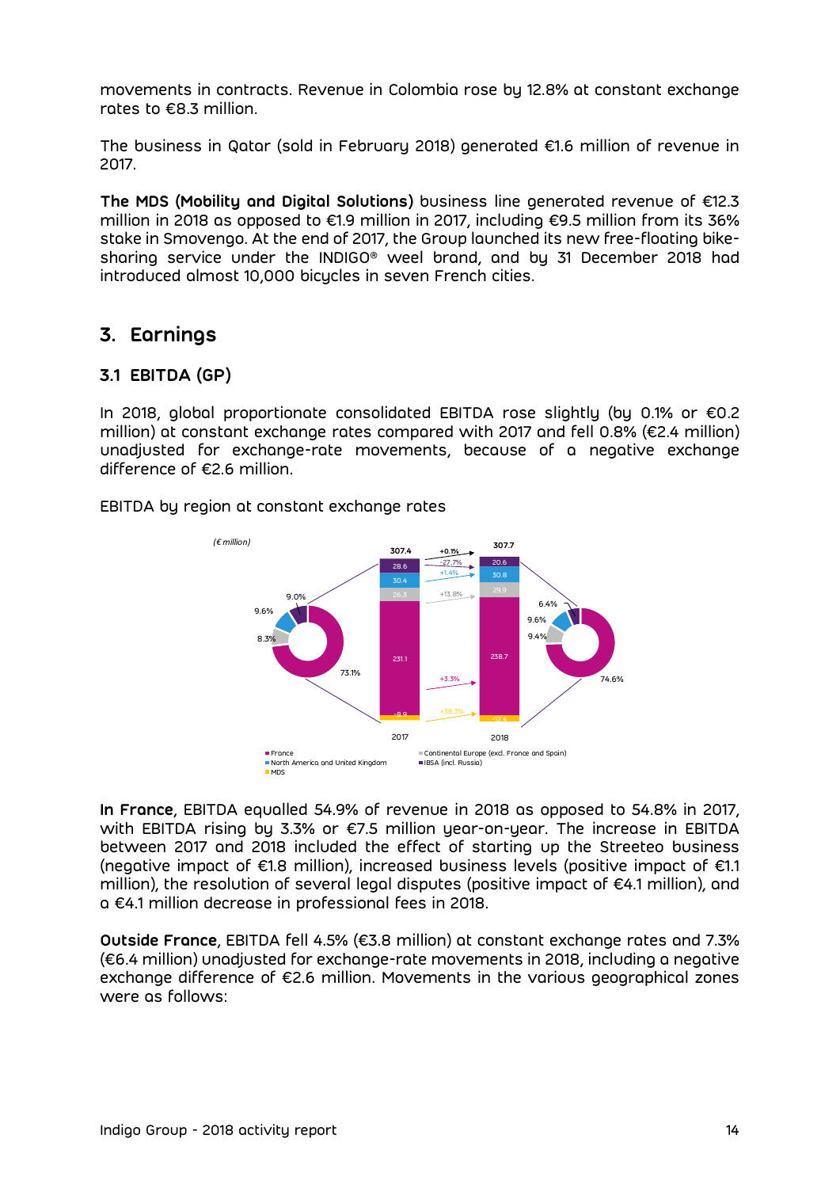movements in contracts. Revenue in Colombia rose by 12.8% at constant exchange rates to €8.3 million.

The business in Qatar (sold in February 2018) generated €1.6 million of revenue in 2017.

**The MDS (Mobility and Digital Solutions)** business line generated revenue of €12.3 million in 2018 as opposed to €1.9 million in 2017, including €9.5 million from its 36% stake in Smovengo. At the end of 2017, the Group launched its new free-floating bike-sharing service under the INDIGO® weel brand, and by 31 December 2018 had introduced almost 10,000 bicycles in seven French cities.

## 3. Earnings

### 3.1 EBITDA (GP)

In 2018, global proportionate consolidated EBITDA rose slightly (by 0.1% or €0.2 million) at constant exchange rates compared with 2017 and fell 0.8% (€2.4 million) unadjusted for exchange-rate movements, because of a negative exchange difference of €2.6 million.

EBITDA by region at constant exchange rates

(€ million)

| | 2017 | Change | 2018 |
|---|---|---|---|
| Total | 307.4 | +0.1% | 307.7 |
| IBSA (incl. Russia) | 28.6 | -27.7% | 20.6 |
| North America and United Kingdom | 30.4 | +1.4% | 30.8 |
| Continental Europe (excl. France and Spain) | 26.3 | +13.6% | 29.9 |
| France | 231.1 | +3.3% | 238.7 |
| MDS | -8.9 | +38.3% | -12.4 |

Share of EBITDA by region: 2017 – France 73.1%, Continental Europe (excl. France and Spain) 8.3%, North America and United Kingdom 9.6%, IBSA (incl. Russia) 9.0%; 2018 – France 74.6%, Continental Europe (excl. France and Spain) 9.4%, North America and United Kingdom 9.6%, IBSA (incl. Russia) 6.4%.

**In France**, EBITDA equalled 54.9% of revenue in 2018 as opposed to 54.8% in 2017, with EBITDA rising by 3.3% or €7.5 million year-on-year. The increase in EBITDA between 2017 and 2018 included the effect of starting up the Streeteo business (negative impact of €1.8 million), increased business levels (positive impact of €1.1 million), the resolution of several legal disputes (positive impact of €4.1 million), and a €4.1 million decrease in professional fees in 2018.

**Outside France**, EBITDA fell 4.5% (€3.8 million) at constant exchange rates and 7.3% (€6.4 million) unadjusted for exchange-rate movements in 2018, including a negative exchange difference of €2.6 million. Movements in the various geographical zones were as follows: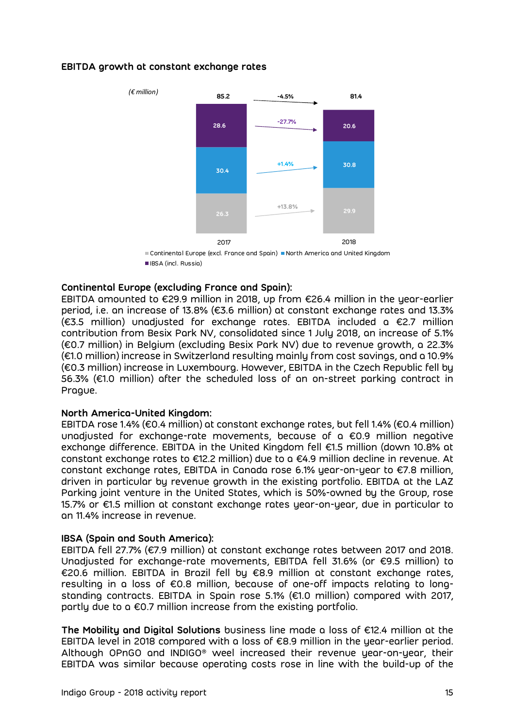**EBITDA growth at constant exchange rates**

(€ million)

| | 2017 | Change | 2018 |
|---|---|---|---|
| IBSA (incl. Russia) | 28.6 | -27.7% | 20.6 |
| North America and United Kingdom | 30.4 | +1.4% | 30.8 |
| Continental Europe (excl. France and Spain) | 26.3 | +13.8% | 29.9 |
| Total | 85.2 | -4.5% | 81.4 |

**Continental Europe (excluding France and Spain):**
EBITDA amounted to €29.9 million in 2018, up from €26.4 million in the year-earlier period, i.e. an increase of 13.8% (€3.6 million) at constant exchange rates and 13.3% (€3.5 million) unadjusted for exchange rates. EBITDA included a €2.7 million contribution from Besix Park NV, consolidated since 1 July 2018, an increase of 5.1% (€0.7 million) in Belgium (excluding Besix Park NV) due to revenue growth, a 22.3% (€1.0 million) increase in Switzerland resulting mainly from cost savings, and a 10.9% (€0.3 million) increase in Luxembourg. However, EBITDA in the Czech Republic fell by 56.3% (€1.0 million) after the scheduled loss of an on-street parking contract in Prague.

**North America-United Kingdom:**
EBITDA rose 1.4% (€0.4 million) at constant exchange rates, but fell 1.4% (€0.4 million) unadjusted for exchange-rate movements, because of a €0.9 million negative exchange difference. EBITDA in the United Kingdom fell €1.5 million (down 10.8% at constant exchange rates to €12.2 million) due to a €4.9 million decline in revenue. At constant exchange rates, EBITDA in Canada rose 6.1% year-on-year to €7.8 million, driven in particular by revenue growth in the existing portfolio. EBITDA at the LAZ Parking joint venture in the United States, which is 50%-owned by the Group, rose 15.7% or €1.5 million at constant exchange rates year-on-year, due in particular to an 11.4% increase in revenue.

**IBSA (Spain and South America):**
EBITDA fell 27.7% (€7.9 million) at constant exchange rates between 2017 and 2018. Unadjusted for exchange-rate movements, EBITDA fell 31.6% (or €9.5 million) to €20.6 million. EBITDA in Brazil fell by €8.9 million at constant exchange rates, resulting in a loss of €0.8 million, because of one-off impacts relating to long-standing contracts. EBITDA in Spain rose 5.1% (€1.0 million) compared with 2017, partly due to a €0.7 million increase from the existing portfolio.

**The Mobility and Digital Solutions** business line made a loss of €12.4 million at the EBITDA level in 2018 compared with a loss of €8.9 million in the year-earlier period. Although OPnGO and INDIGO® weel increased their revenue year-on-year, their EBITDA was similar because operating costs rose in line with the build-up of the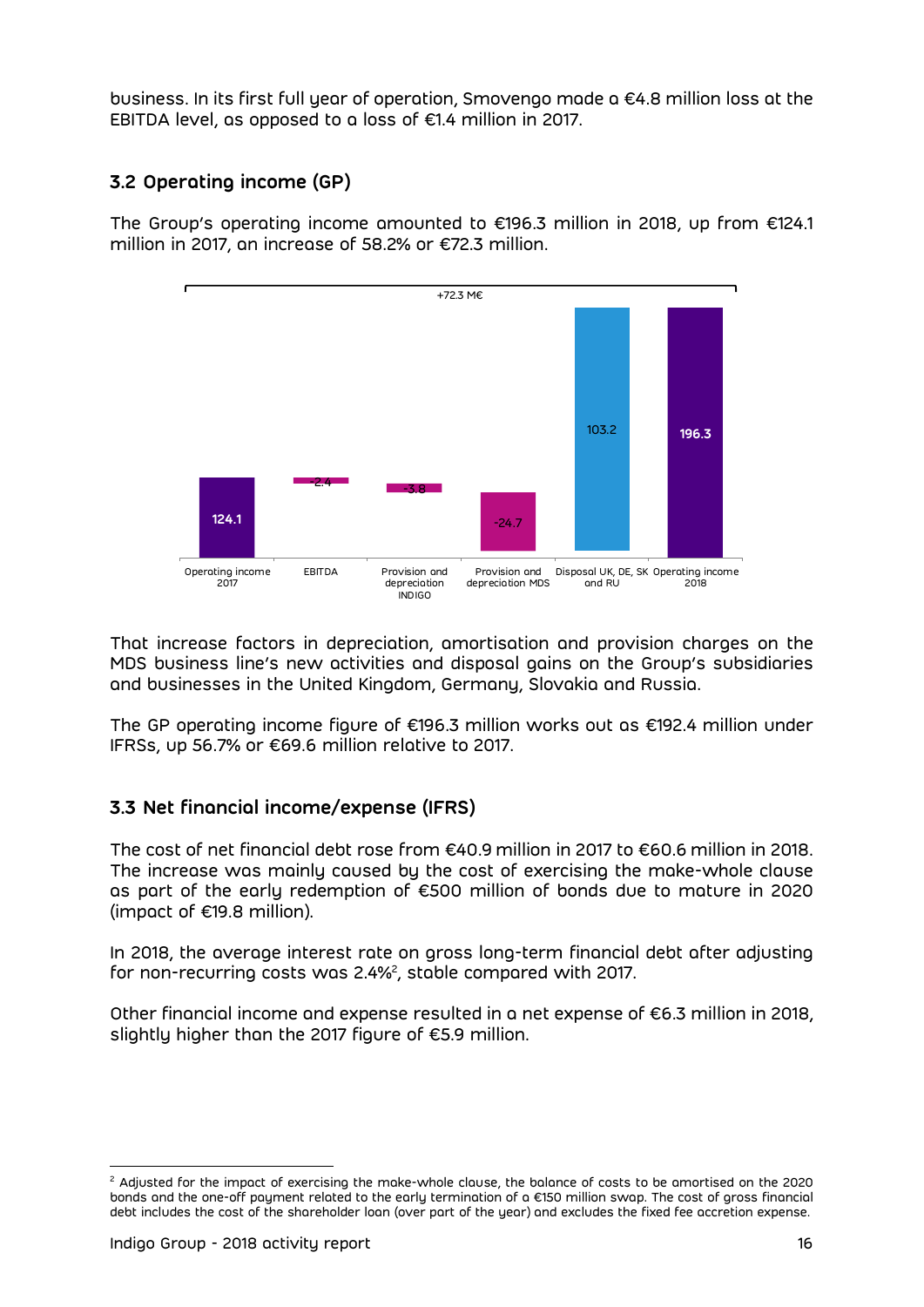business. In its first full year of operation, Smovengo made a €4.8 million loss at the EBITDA level, as opposed to a loss of €1.4 million in 2017.

### 3.2 Operating income (GP)

The Group's operating income amounted to €196.3 million in 2018, up from €124.1 million in 2017, an increase of 58.2% or €72.3 million.

+72.3 M€

| Operating income 2017 | EBITDA | Provision and depreciation INDIGO | Provision and depreciation MDS | Disposal UK, DE, SK and RU | Operating income 2018 |
|---|---|---|---|---|---|
| 124.1 | -2.4 | -3.8 | -24.7 | 103.2 | 196.3 |

That increase factors in depreciation, amortisation and provision charges on the MDS business line's new activities and disposal gains on the Group's subsidiaries and businesses in the United Kingdom, Germany, Slovakia and Russia.

The GP operating income figure of €196.3 million works out as €192.4 million under IFRSs, up 56.7% or €69.6 million relative to 2017.

### 3.3 Net financial income/expense (IFRS)

The cost of net financial debt rose from €40.9 million in 2017 to €60.6 million in 2018. The increase was mainly caused by the cost of exercising the make-whole clause as part of the early redemption of €500 million of bonds due to mature in 2020 (impact of €19.8 million).

In 2018, the average interest rate on gross long-term financial debt after adjusting for non-recurring costs was 2.4%[2], stable compared with 2017.

Other financial income and expense resulted in a net expense of €6.3 million in 2018, slightly higher than the 2017 figure of €5.9 million.

---

[2] Adjusted for the impact of exercising the make-whole clause, the balance of costs to be amortised on the 2020 bonds and the one-off payment related to the early termination of a €150 million swap. The cost of gross financial debt includes the cost of the shareholder loan (over part of the year) and excludes the fixed fee accretion expense.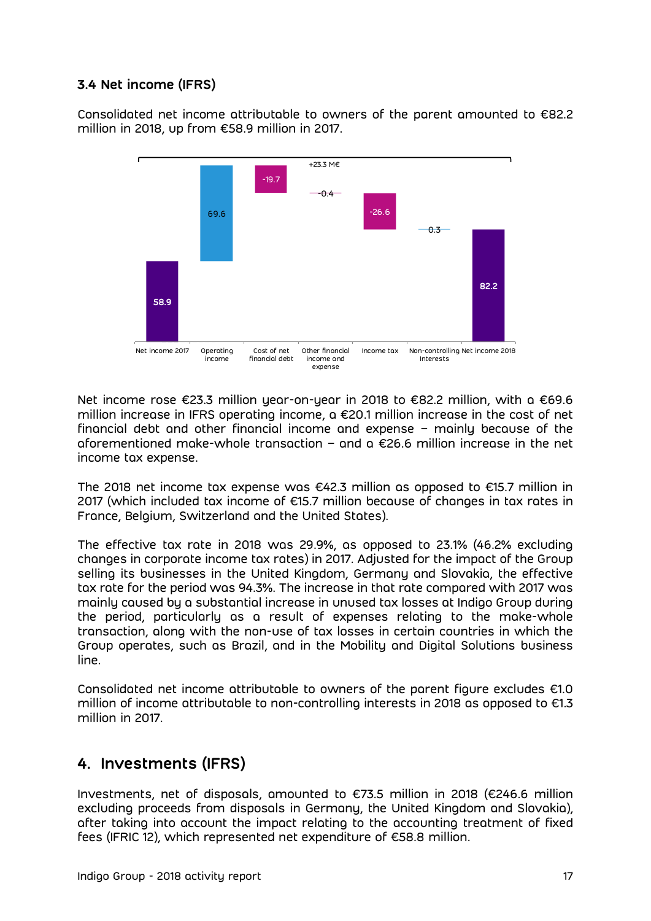### 3.4 Net income (IFRS)

Consolidated net income attributable to owners of the parent amounted to €82.2 million in 2018, up from €58.9 million in 2017.

| Net income 2017 | Operating income | Cost of net financial debt | Other financial income and expense | Income tax | Non-controlling interests | Net income 2018 |
|---|---|---|---|---|---|---|
| 58.9 | 69.6 | -19.7 | -0.4 | -26.6 | 0.3 | 82.2 |

+23.3 M€

Net income rose €23.3 million year-on-year in 2018 to €82.2 million, with a €69.6 million increase in IFRS operating income, a €20.1 million increase in the cost of net financial debt and other financial income and expense – mainly because of the aforementioned make-whole transaction – and a €26.6 million increase in the net income tax expense.

The 2018 net income tax expense was €42.3 million as opposed to €15.7 million in 2017 (which included tax income of €15.7 million because of changes in tax rates in France, Belgium, Switzerland and the United States).

The effective tax rate in 2018 was 29.9%, as opposed to 23.1% (46.2% excluding changes in corporate income tax rates) in 2017. Adjusted for the impact of the Group selling its businesses in the United Kingdom, Germany and Slovakia, the effective tax rate for the period was 94.3%. The increase in that rate compared with 2017 was mainly caused by a substantial increase in unused tax losses at Indigo Group during the period, particularly as a result of expenses relating to the make-whole transaction, along with the non-use of tax losses in certain countries in which the Group operates, such as Brazil, and in the Mobility and Digital Solutions business line.

Consolidated net income attributable to owners of the parent figure excludes €1.0 million of income attributable to non-controlling interests in 2018 as opposed to €1.3 million in 2017.

## 4. Investments (IFRS)

Investments, net of disposals, amounted to €73.5 million in 2018 (€246.6 million excluding proceeds from disposals in Germany, the United Kingdom and Slovakia), after taking into account the impact relating to the accounting treatment of fixed fees (IFRIC 12), which represented net expenditure of €58.8 million.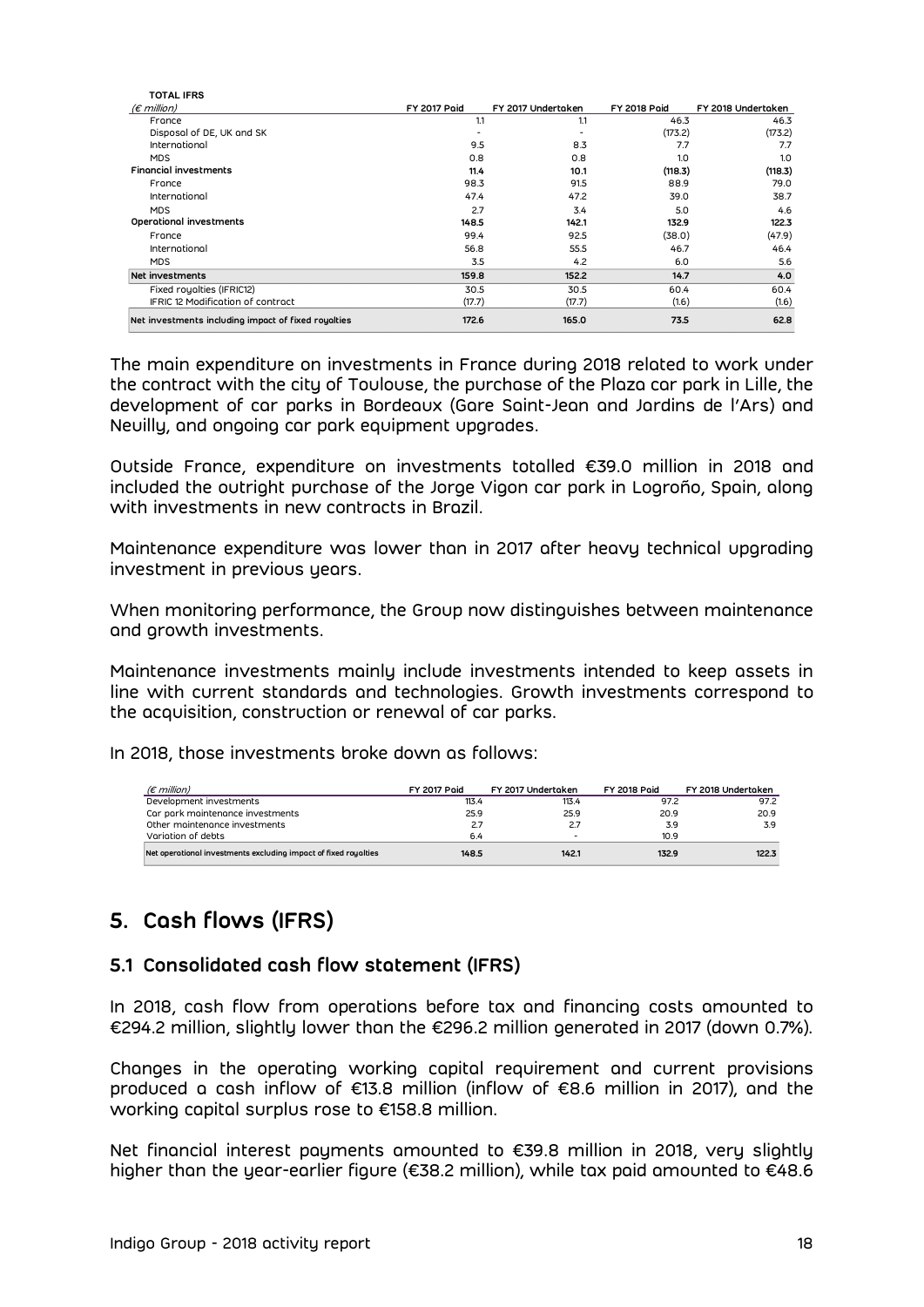| **TOTAL IFRS** | | | | |
|---|---|---|---|---|
| *(€ million)* | FY 2017 Paid | FY 2017 Undertaken | FY 2018 Paid | FY 2018 Undertaken |
| France | 1.1 | 1.1 | 46.3 | 46.3 |
| Disposal of DE, UK and SK | - | - | (173.2) | (173.2) |
| International | 9.5 | 8.3 | 7.7 | 7.7 |
| MDS | 0.8 | 0.8 | 1.0 | 1.0 |
| **Financial investments** | **11.4** | **10.1** | **(118.3)** | **(118.3)** |
| France | 98.3 | 91.5 | 88.9 | 79.0 |
| International | 47.4 | 47.2 | 39.0 | 38.7 |
| MDS | 2.7 | 3.4 | 5.0 | 4.6 |
| **Operational investments** | **148.5** | **142.1** | **132.9** | **122.3** |
| France | 99.4 | 92.5 | (38.0) | (47.9) |
| International | 56.8 | 55.5 | 46.7 | 46.4 |
| MDS | 3.5 | 4.2 | 6.0 | 5.6 |
| **Net investments** | **159.8** | **152.2** | **14.7** | **4.0** |
| Fixed royalties (IFRIC12) | 30.5 | 30.5 | 60.4 | 60.4 |
| IFRIC 12 Modification of contract | (17.7) | (17.7) | (1.6) | (1.6) |
| **Net investments including impact of fixed royalties** | **172.6** | **165.0** | **73.5** | **62.8** |

The main expenditure on investments in France during 2018 related to work under the contract with the city of Toulouse, the purchase of the Plaza car park in Lille, the development of car parks in Bordeaux (Gare Saint-Jean and Jardins de l'Ars) and Neuilly, and ongoing car park equipment upgrades.

Outside France, expenditure on investments totalled €39.0 million in 2018 and included the outright purchase of the Jorge Vigon car park in Logroño, Spain, along with investments in new contracts in Brazil.

Maintenance expenditure was lower than in 2017 after heavy technical upgrading investment in previous years.

When monitoring performance, the Group now distinguishes between maintenance and growth investments.

Maintenance investments mainly include investments intended to keep assets in line with current standards and technologies. Growth investments correspond to the acquisition, construction or renewal of car parks.

In 2018, those investments broke down as follows:

| *(€ million)* | FY 2017 Paid | FY 2017 Undertaken | FY 2018 Paid | FY 2018 Undertaken |
|---|---|---|---|---|
| Development investments | 113.4 | 113.4 | 97.2 | 97.2 |
| Car park maintenance investments | 25.9 | 25.9 | 20.9 | 20.9 |
| Other maintenance investments | 2.7 | 2.7 | 3.9 | 3.9 |
| Variation of debts | 6.4 | - | 10.9 | |
| **Net operational investments excluding impact of fixed royalties** | **148.5** | **142.1** | **132.9** | **122.3** |

## 5. Cash flows (IFRS)

### 5.1 Consolidated cash flow statement (IFRS)

In 2018, cash flow from operations before tax and financing costs amounted to €294.2 million, slightly lower than the €296.2 million generated in 2017 (down 0.7%).

Changes in the operating working capital requirement and current provisions produced a cash inflow of €13.8 million (inflow of €8.6 million in 2017), and the working capital surplus rose to €158.8 million.

Net financial interest payments amounted to €39.8 million in 2018, very slightly higher than the year-earlier figure (€38.2 million), while tax paid amounted to €48.6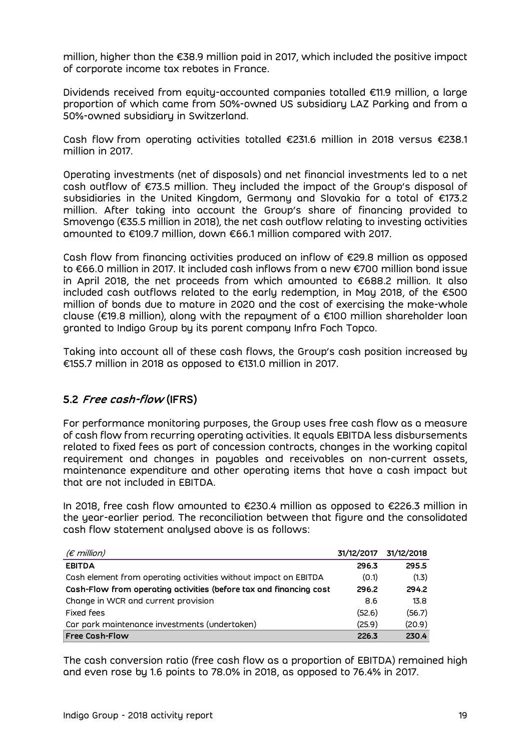million, higher than the €38.9 million paid in 2017, which included the positive impact of corporate income tax rebates in France.

Dividends received from equity-accounted companies totalled €11.9 million, a large proportion of which came from 50%-owned US subsidiary LAZ Parking and from a 50%-owned subsidiary in Switzerland.

Cash flow from operating activities totalled €231.6 million in 2018 versus €238.1 million in 2017.

Operating investments (net of disposals) and net financial investments led to a net cash outflow of €73.5 million. They included the impact of the Group's disposal of subsidiaries in the United Kingdom, Germany and Slovakia for a total of €173.2 million. After taking into account the Group's share of financing provided to Smovengo (€35.5 million in 2018), the net cash outflow relating to investing activities amounted to €109.7 million, down €66.1 million compared with 2017.

Cash flow from financing activities produced an inflow of €29.8 million as opposed to €66.0 million in 2017. It included cash inflows from a new €700 million bond issue in April 2018, the net proceeds from which amounted to €688.2 million. It also included cash outflows related to the early redemption, in May 2018, of the €500 million of bonds due to mature in 2020 and the cost of exercising the make-whole clause (€19.8 million), along with the repayment of a €100 million shareholder loan granted to Indigo Group by its parent company Infra Foch Topco.

Taking into account all of these cash flows, the Group's cash position increased by €155.7 million in 2018 as opposed to €131.0 million in 2017.

## 5.2 *Free cash-flow* (IFRS)

For performance monitoring purposes, the Group uses free cash flow as a measure of cash flow from recurring operating activities. It equals EBITDA less disbursements related to fixed fees as part of concession contracts, changes in the working capital requirement and changes in payables and receivables on non-current assets, maintenance expenditure and other operating items that have a cash impact but that are not included in EBITDA.

In 2018, free cash flow amounted to €230.4 million as opposed to €226.3 million in the year-earlier period. The reconciliation between that figure and the consolidated cash flow statement analysed above is as follows:

| *(€ million)* | 31/12/2017 | 31/12/2018 |
|---|---|---|
| **EBITDA** | **296.3** | **295.5** |
| Cash element from operating activities without impact on EBITDA | (0.1) | (1.3) |
| **Cash-Flow from operating activities (before tax and financing cost** | **296.2** | **294.2** |
| Change in WCR and current provision | 8.6 | 13.8 |
| Fixed fees | (52.6) | (56.7) |
| Car park maintenance investments (undertaken) | (25.9) | (20.9) |
| **Free Cash-Flow** | **226.3** | **230.4** |

The cash conversion ratio (free cash flow as a proportion of EBITDA) remained high and even rose by 1.6 points to 78.0% in 2018, as opposed to 76.4% in 2017.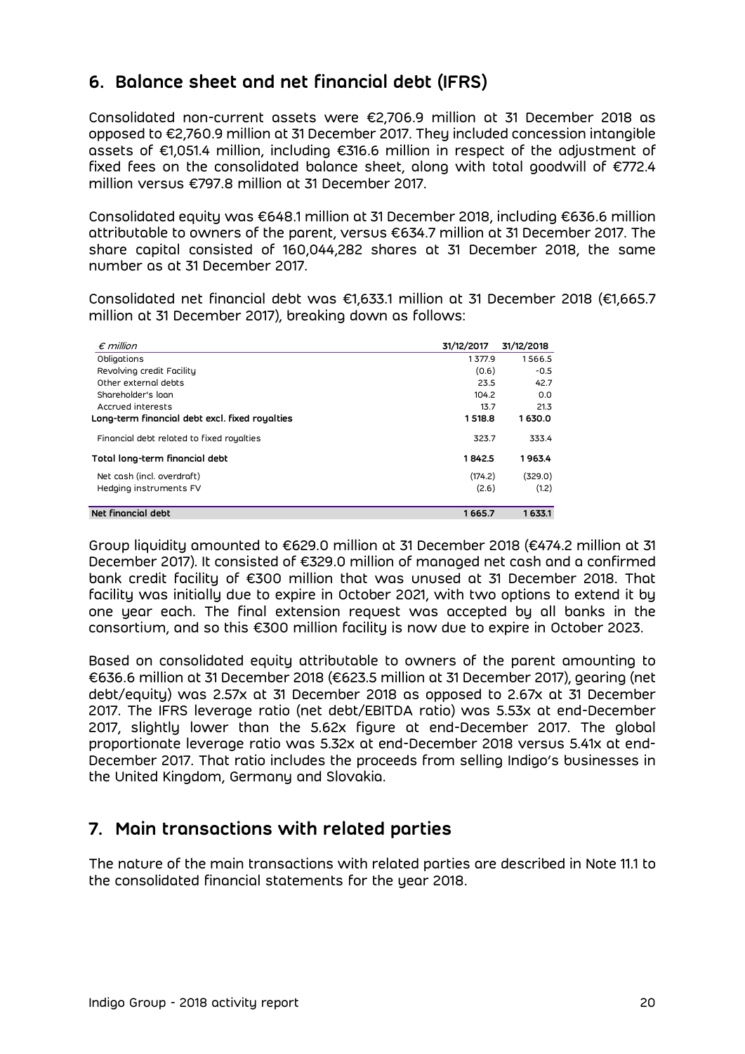## 6. Balance sheet and net financial debt (IFRS)

Consolidated non-current assets were €2,706.9 million at 31 December 2018 as opposed to €2,760.9 million at 31 December 2017. They included concession intangible assets of €1,051.4 million, including €316.6 million in respect of the adjustment of fixed fees on the consolidated balance sheet, along with total goodwill of €772.4 million versus €797.8 million at 31 December 2017.

Consolidated equity was €648.1 million at 31 December 2018, including €636.6 million attributable to owners of the parent, versus €634.7 million at 31 December 2017. The share capital consisted of 160,044,282 shares at 31 December 2018, the same number as at 31 December 2017.

Consolidated net financial debt was €1,633.1 million at 31 December 2018 (€1,665.7 million at 31 December 2017), breaking down as follows:

| *€ million* | 31/12/2017 | 31/12/2018 |
|---|---|---|
| Obligations | 1 377.9 | 1 566.5 |
| Revolving credit Facility | (0.6) | -0.5 |
| Other external debts | 23.5 | 42.7 |
| Shareholder's loan | 104.2 | 0.0 |
| Accrued interests | 13.7 | 21.3 |
| **Long-term financial debt excl. fixed royalties** | **1 518.8** | **1 630.0** |
| Financial debt related to fixed royalties | 323.7 | 333.4 |
| **Total long-term financial debt** | **1 842.5** | **1 963.4** |
| Net cash (incl. overdraft) | (174.2) | (329.0) |
| Hedging instruments FV | (2.6) | (1.2) |
| **Net financial debt** | **1 665.7** | **1 633.1** |

Group liquidity amounted to €629.0 million at 31 December 2018 (€474.2 million at 31 December 2017). It consisted of €329.0 million of managed net cash and a confirmed bank credit facility of €300 million that was unused at 31 December 2018. That facility was initially due to expire in October 2021, with two options to extend it by one year each. The final extension request was accepted by all banks in the consortium, and so this €300 million facility is now due to expire in October 2023.

Based on consolidated equity attributable to owners of the parent amounting to €636.6 million at 31 December 2018 (€623.5 million at 31 December 2017), gearing (net debt/equity) was 2.57x at 31 December 2018 as opposed to 2.67x at 31 December 2017. The IFRS leverage ratio (net debt/EBITDA ratio) was 5.53x at end-December 2017, slightly lower than the 5.62x figure at end-December 2017. The global proportionate leverage ratio was 5.32x at end-December 2018 versus 5.41x at end-December 2017. That ratio includes the proceeds from selling Indigo's businesses in the United Kingdom, Germany and Slovakia.

## 7. Main transactions with related parties

The nature of the main transactions with related parties are described in Note 11.1 to the consolidated financial statements for the year 2018.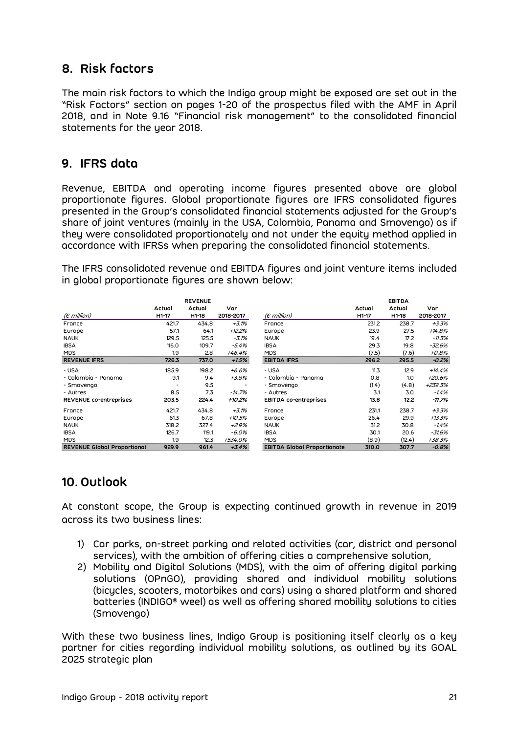## 8. Risk factors

The main risk factors to which the Indigo group might be exposed are set out in the "Risk Factors" section on pages 1-20 of the prospectus filed with the AMF in April 2018, and in Note 9.16 "Financial risk management" to the consolidated financial statements for the year 2018.

## 9. IFRS data

Revenue, EBITDA and operating income figures presented above are global proportionate figures. Global proportionate figures are IFRS consolidated figures presented in the Group's consolidated financial statements adjusted for the Group's share of joint ventures (mainly in the USA, Colombia, Panama and Smovengo) as if they were consolidated proportionately and not under the equity method applied in accordance with IFRSs when preparing the consolidated financial statements.

The IFRS consolidated revenue and EBITDA figures and joint venture items included in global proportionate figures are shown below:

| | REVENUE | | |
|---|---|---|---|
| *(€ million)* | Actual H1-17 | Actual H1-18 | Var 2018-2017 |
| France | 421.7 | 434.8 | *+3.1%* |
| Europe | 57.1 | 64.1 | *+12.2%* |
| NAUK | 129.5 | 125.5 | *-3.1%* |
| IBSA | 116.0 | 109.7 | *-5.4%* |
| MDS | 1.9 | 2.8 | *+46.4%* |
| **REVENUE IFRS** | **726.3** | **737.0** | ***+1.5%*** |
| - USA | 185.9 | 198.2 | *+6.6%* |
| - Colombia - Panama | 9.1 | 9.4 | *+3.8%* |
| - Smovengo | - | 9.5 | - |
| - Autres | 8.5 | 7.3 | *-14.7%* |
| **REVENUE co-entreprises** | **203.5** | **224.4** | ***+10.2%*** |
| France | 421.7 | 434.8 | *+3.1%* |
| Europe | 61.3 | 67.8 | *+10.5%* |
| NAUK | 318.2 | 327.4 | *+2.9%* |
| IBSA | 126.7 | 119.1 | *-6.0%* |
| MDS | 1.9 | 12.3 | *+534.0%* |
| **REVENUE Global Proportionat** | **929.9** | **961.4** | ***+3.4%*** |

| | EBITDA | | |
|---|---|---|---|
| *(€ million)* | Actual H1-17 | Actual H1-18 | Var 2018-2017 |
| France | 231.2 | 238.7 | *+3.3%* |
| Europe | 23.9 | 27.5 | *+14.8%* |
| NAUK | 19.4 | 17.2 | *-11.3%* |
| IBSA | 29.3 | 19.8 | *-32.6%* |
| MDS | (7.5) | (7.6) | *+0.8%* |
| **EBITDA IFRS** | **296.2** | **295.5** | ***-0.2%*** |
| - USA | 11.3 | 12.9 | *+14.4%* |
| - Colombia - Panama | 0.8 | 1.0 | *+20.6%* |
| - Smovengo | (1.4) | (4.8) | *+239.3%* |
| - Autres | 3.1 | 3.0 | *-1.4%* |
| **EBITDA co-entreprises** | **13.8** | **12.2** | ***-11.7%*** |
| France | 231.1 | 238.7 | *+3.3%* |
| Europe | 26.4 | 29.9 | *+13.3%* |
| NAUK | 31.2 | 30.8 | *-1.4%* |
| IBSA | 30.1 | 20.6 | *-31.6%* |
| MDS | (8.9) | (12.4) | *+38.3%* |
| **EBITDA Global Proportionate** | **310.0** | **307.7** | ***-0.8%*** |

## 10. Outlook

At constant scope, the Group is expecting continued growth in revenue in 2019 across its two business lines:

1) Car parks, on-street parking and related activities (car, district and personal services), with the ambition of offering cities a comprehensive solution,
2) Mobility and Digital Solutions (MDS), with the aim of offering digital parking solutions (OPnGO), providing shared and individual mobility solutions (bicycles, scooters, motorbikes and cars) using a shared platform and shared batteries (INDIGO® weel) as well as offering shared mobility solutions to cities (Smovengo)

With these two business lines, Indigo Group is positioning itself clearly as a key partner for cities regarding individual mobility solutions, as outlined by its GOAL 2025 strategic plan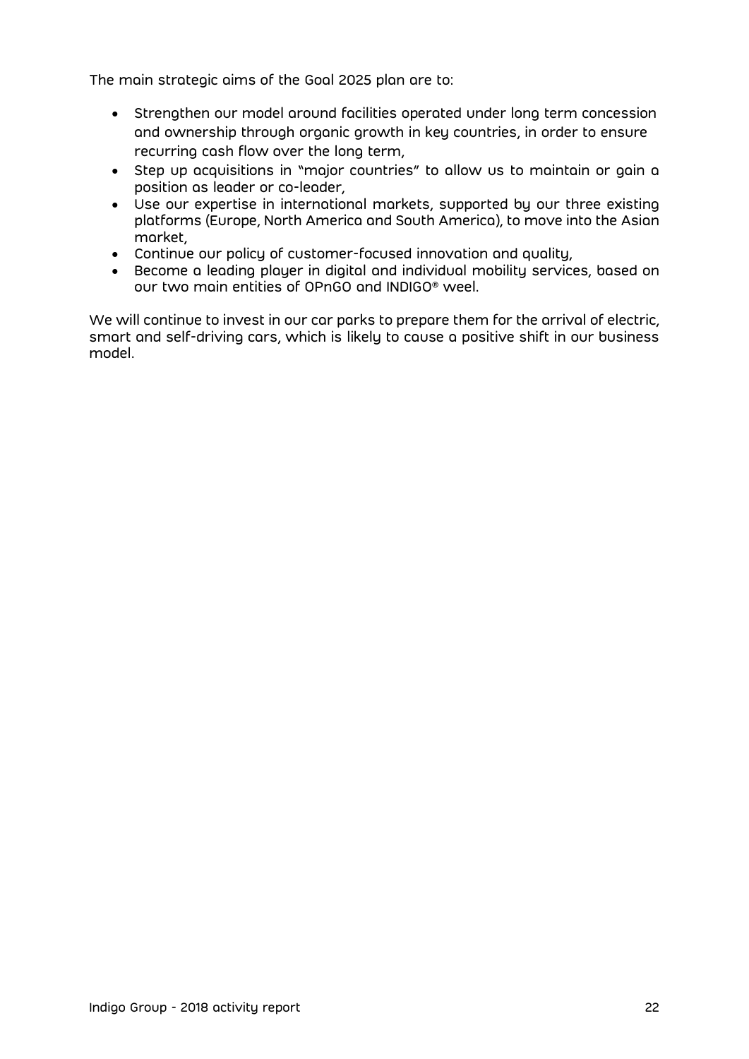The main strategic aims of the Goal 2025 plan are to:

- Strengthen our model around facilities operated under long term concession and ownership through organic growth in key countries, in order to ensure recurring cash flow over the long term,
- Step up acquisitions in "major countries" to allow us to maintain or gain a position as leader or co-leader,
- Use our expertise in international markets, supported by our three existing platforms (Europe, North America and South America), to move into the Asian market,
- Continue our policy of customer-focused innovation and quality,
- Become a leading player in digital and individual mobility services, based on our two main entities of OPnGO and INDIGO® weel.

We will continue to invest in our car parks to prepare them for the arrival of electric, smart and self-driving cars, which is likely to cause a positive shift in our business model.